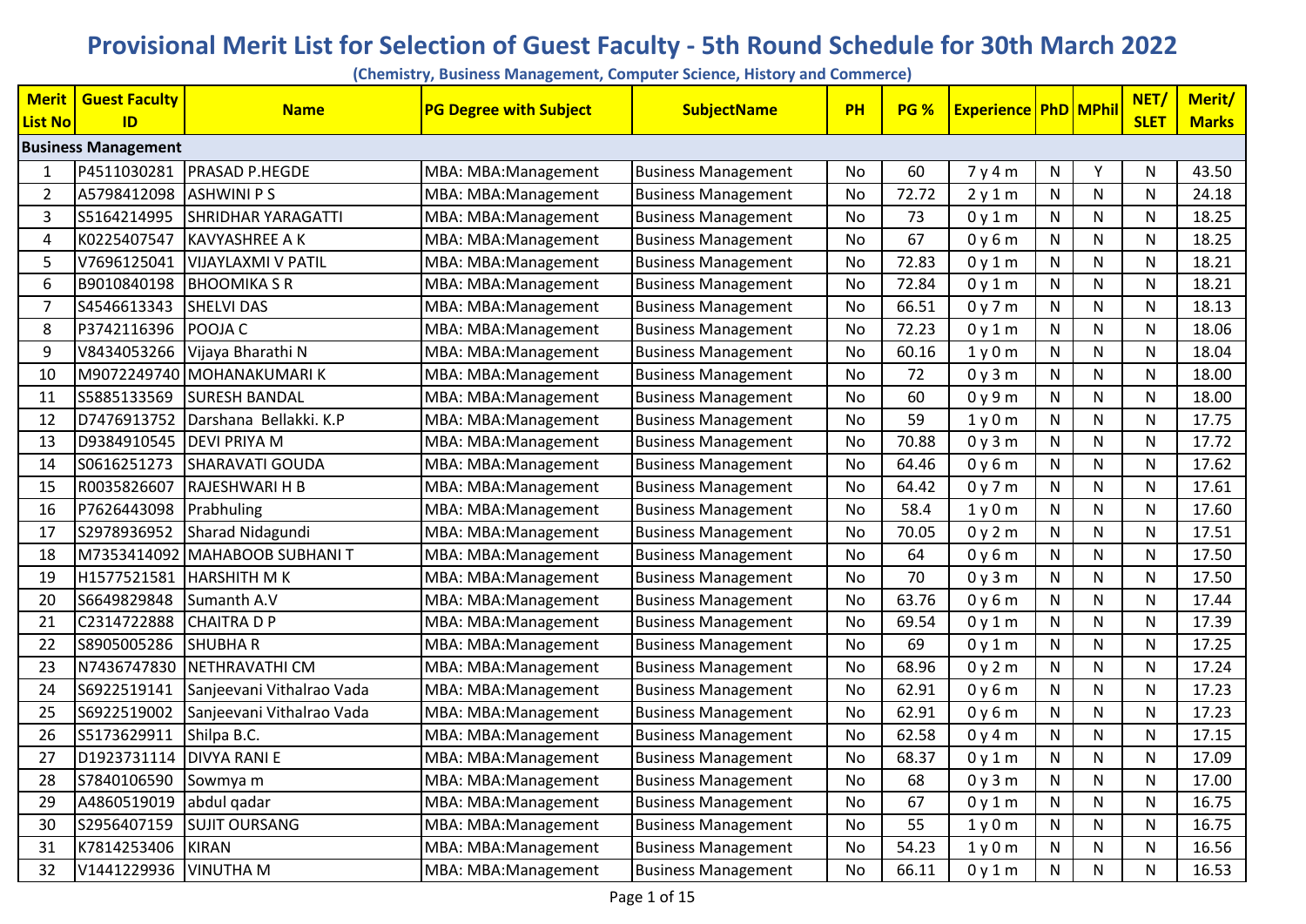# Provisional Merit List for Selection of Guest Faculty - 5th Round Schedule for 30th March 2022

**(Chemistry, Business Management, Computer Science, History and Commerce)**

| Merit List No | Guest Faculty ID | Name | PG Degree with Subject | SubjectName | PH | PG % | Experience | PhD | MPhil | NET/ SLET | Merit/ Marks |
|---|---|---|---|---|---|---|---|---|---|---|---|
| **Business Management** | | | | | | | | | | | |
| 1 | P4511030281 | PRASAD P.HEGDE | MBA: MBA:Management | Business Management | No | 60 | 7 y 4 m | N | Y | N | 43.50 |
| 2 | A5798412098 | ASHWINI P S | MBA: MBA:Management | Business Management | No | 72.72 | 2 y 1 m | N | N | N | 24.18 |
| 3 | S5164214995 | SHRIDHAR YARAGATTI | MBA: MBA:Management | Business Management | No | 73 | 0 y 1 m | N | N | N | 18.25 |
| 4 | K0225407547 | KAVYASHREE A K | MBA: MBA:Management | Business Management | No | 67 | 0 y 6 m | N | N | N | 18.25 |
| 5 | V7696125041 | VIJAYLAXMI V PATIL | MBA: MBA:Management | Business Management | No | 72.83 | 0 y 1 m | N | N | N | 18.21 |
| 6 | B9010840198 | BHOOMIKA S R | MBA: MBA:Management | Business Management | No | 72.84 | 0 y 1 m | N | N | N | 18.21 |
| 7 | S4546613343 | SHELVI DAS | MBA: MBA:Management | Business Management | No | 66.51 | 0 y 7 m | N | N | N | 18.13 |
| 8 | P3742116396 | POOJA C | MBA: MBA:Management | Business Management | No | 72.23 | 0 y 1 m | N | N | N | 18.06 |
| 9 | V8434053266 | Vijaya Bharathi N | MBA: MBA:Management | Business Management | No | 60.16 | 1 y 0 m | N | N | N | 18.04 |
| 10 | M9072249740 | MOHANAKUMARI K | MBA: MBA:Management | Business Management | No | 72 | 0 y 3 m | N | N | N | 18.00 |
| 11 | S5885133569 | SURESH BANDAL | MBA: MBA:Management | Business Management | No | 60 | 0 y 9 m | N | N | N | 18.00 |
| 12 | D7476913752 | Darshana Bellakki. K.P | MBA: MBA:Management | Business Management | No | 59 | 1 y 0 m | N | N | N | 17.75 |
| 13 | D9384910545 | DEVI PRIYA M | MBA: MBA:Management | Business Management | No | 70.88 | 0 y 3 m | N | N | N | 17.72 |
| 14 | S0616251273 | SHARAVATI GOUDA | MBA: MBA:Management | Business Management | No | 64.46 | 0 y 6 m | N | N | N | 17.62 |
| 15 | R0035826607 | RAJESHWARI H B | MBA: MBA:Management | Business Management | No | 64.42 | 0 y 7 m | N | N | N | 17.61 |
| 16 | P7626443098 | Prabhuling | MBA: MBA:Management | Business Management | No | 58.4 | 1 y 0 m | N | N | N | 17.60 |
| 17 | S2978936952 | Sharad Nidagundi | MBA: MBA:Management | Business Management | No | 70.05 | 0 y 2 m | N | N | N | 17.51 |
| 18 | M7353414092 | MAHABOOB SUBHANI T | MBA: MBA:Management | Business Management | No | 64 | 0 y 6 m | N | N | N | 17.50 |
| 19 | H1577521581 | HARSHITH M K | MBA: MBA:Management | Business Management | No | 70 | 0 y 3 m | N | N | N | 17.50 |
| 20 | S6649829848 | Sumanth A.V | MBA: MBA:Management | Business Management | No | 63.76 | 0 y 6 m | N | N | N | 17.44 |
| 21 | C2314722888 | CHAITRA D P | MBA: MBA:Management | Business Management | No | 69.54 | 0 y 1 m | N | N | N | 17.39 |
| 22 | S8905005286 | SHUBHA R | MBA: MBA:Management | Business Management | No | 69 | 0 y 1 m | N | N | N | 17.25 |
| 23 | N7436747830 | NETHRAVATHI CM | MBA: MBA:Management | Business Management | No | 68.96 | 0 y 2 m | N | N | N | 17.24 |
| 24 | S6922519141 | Sanjeevani Vithalrao Vada | MBA: MBA:Management | Business Management | No | 62.91 | 0 y 6 m | N | N | N | 17.23 |
| 25 | S6922519002 | Sanjeevani Vithalrao Vada | MBA: MBA:Management | Business Management | No | 62.91 | 0 y 6 m | N | N | N | 17.23 |
| 26 | S5173629911 | Shilpa B.C. | MBA: MBA:Management | Business Management | No | 62.58 | 0 y 4 m | N | N | N | 17.15 |
| 27 | D1923731114 | DIVYA RANI E | MBA: MBA:Management | Business Management | No | 68.37 | 0 y 1 m | N | N | N | 17.09 |
| 28 | S7840106590 | Sowmya m | MBA: MBA:Management | Business Management | No | 68 | 0 y 3 m | N | N | N | 17.00 |
| 29 | A4860519019 | abdul qadar | MBA: MBA:Management | Business Management | No | 67 | 0 y 1 m | N | N | N | 16.75 |
| 30 | S2956407159 | SUJIT OURSANG | MBA: MBA:Management | Business Management | No | 55 | 1 y 0 m | N | N | N | 16.75 |
| 31 | K7814253406 | KIRAN | MBA: MBA:Management | Business Management | No | 54.23 | 1 y 0 m | N | N | N | 16.56 |
| 32 | V1441229936 | VINUTHA M | MBA: MBA:Management | Business Management | No | 66.11 | 0 y 1 m | N | N | N | 16.53 |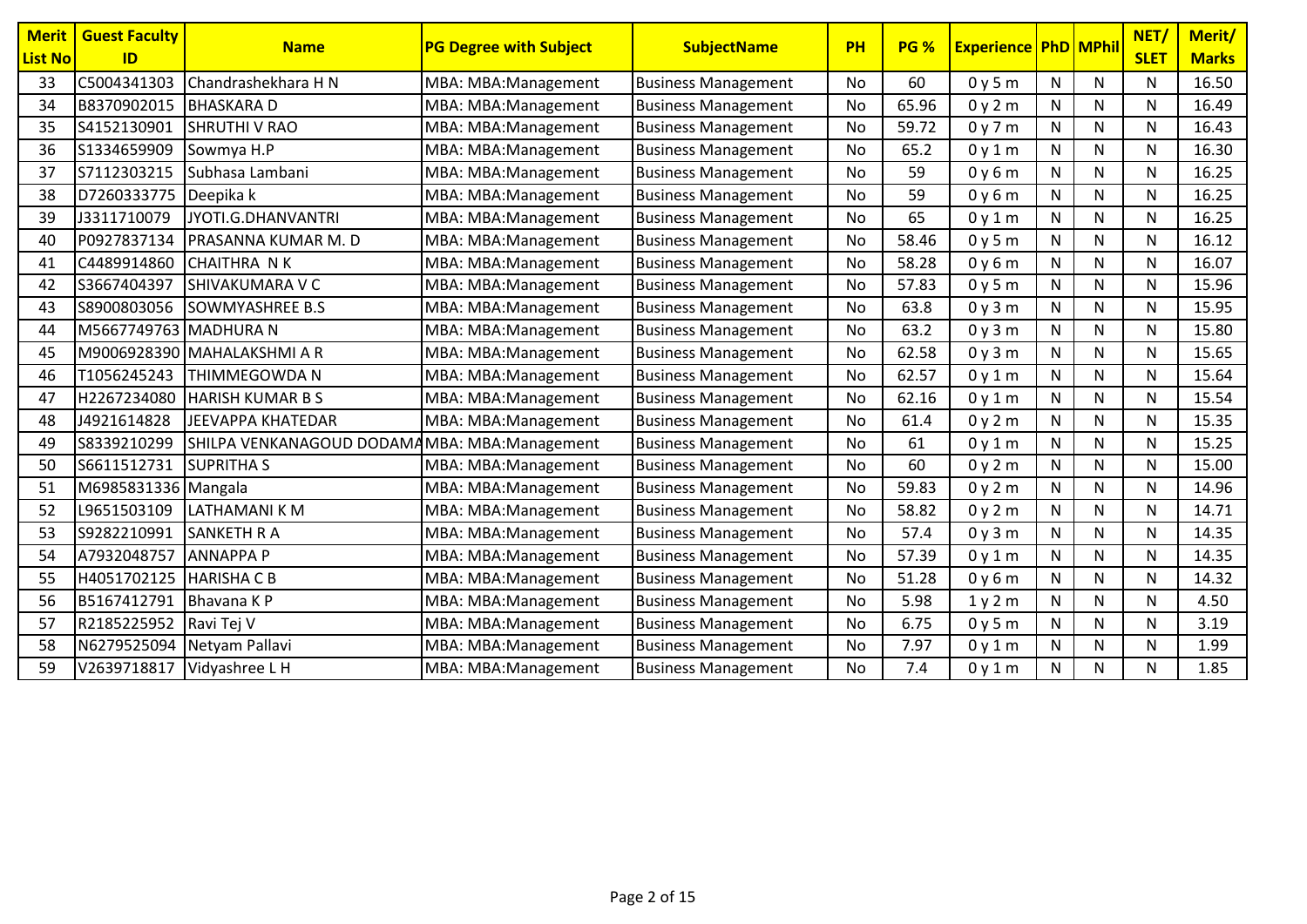| Merit List No | Guest Faculty ID | Name | PG Degree with Subject | SubjectName | PH | PG % | Experience | PhD | MPhil | NET/ SLET | Merit/ Marks |
|---|---|---|---|---|---|---|---|---|---|---|---|
| 33 | C5004341303 | Chandrashekhara H N | MBA: MBA:Management | Business Management | No | 60 | 0 y 5 m | N | N | N | 16.50 |
| 34 | B8370902015 | BHASKARA D | MBA: MBA:Management | Business Management | No | 65.96 | 0 y 2 m | N | N | N | 16.49 |
| 35 | S4152130901 | SHRUTHI V RAO | MBA: MBA:Management | Business Management | No | 59.72 | 0 y 7 m | N | N | N | 16.43 |
| 36 | S1334659909 | Sowmya H.P | MBA: MBA:Management | Business Management | No | 65.2 | 0 y 1 m | N | N | N | 16.30 |
| 37 | S7112303215 | Subhasa Lambani | MBA: MBA:Management | Business Management | No | 59 | 0 y 6 m | N | N | N | 16.25 |
| 38 | D7260333775 | Deepika k | MBA: MBA:Management | Business Management | No | 59 | 0 y 6 m | N | N | N | 16.25 |
| 39 | J3311710079 | JYOTI.G.DHANVANTRI | MBA: MBA:Management | Business Management | No | 65 | 0 y 1 m | N | N | N | 16.25 |
| 40 | P0927837134 | PRASANNA KUMAR M. D | MBA: MBA:Management | Business Management | No | 58.46 | 0 y 5 m | N | N | N | 16.12 |
| 41 | C4489914860 | CHAITHRA N K | MBA: MBA:Management | Business Management | No | 58.28 | 0 y 6 m | N | N | N | 16.07 |
| 42 | S3667404397 | SHIVAKUMARA V C | MBA: MBA:Management | Business Management | No | 57.83 | 0 y 5 m | N | N | N | 15.96 |
| 43 | S8900803056 | SOWMYASHREE B.S | MBA: MBA:Management | Business Management | No | 63.8 | 0 y 3 m | N | N | N | 15.95 |
| 44 | M5667749763 | MADHURA N | MBA: MBA:Management | Business Management | No | 63.2 | 0 y 3 m | N | N | N | 15.80 |
| 45 | M9006928390 | MAHALAKSHMI A R | MBA: MBA:Management | Business Management | No | 62.58 | 0 y 3 m | N | N | N | 15.65 |
| 46 | T1056245243 | THIMMEGOWDA N | MBA: MBA:Management | Business Management | No | 62.57 | 0 y 1 m | N | N | N | 15.64 |
| 47 | H2267234080 | HARISH KUMAR B S | MBA: MBA:Management | Business Management | No | 62.16 | 0 y 1 m | N | N | N | 15.54 |
| 48 | J4921614828 | JEEVAPPA KHATEDAR | MBA: MBA:Management | Business Management | No | 61.4 | 0 y 2 m | N | N | N | 15.35 |
| 49 | S8339210299 | SHILPA VENKANAGOUD DODAMA | MBA: MBA:Management | Business Management | No | 61 | 0 y 1 m | N | N | N | 15.25 |
| 50 | S6611512731 | SUPRITHA S | MBA: MBA:Management | Business Management | No | 60 | 0 y 2 m | N | N | N | 15.00 |
| 51 | M6985831336 | Mangala | MBA: MBA:Management | Business Management | No | 59.83 | 0 y 2 m | N | N | N | 14.96 |
| 52 | L9651503109 | LATHAMANI K M | MBA: MBA:Management | Business Management | No | 58.82 | 0 y 2 m | N | N | N | 14.71 |
| 53 | S9282210991 | SANKETH R A | MBA: MBA:Management | Business Management | No | 57.4 | 0 y 3 m | N | N | N | 14.35 |
| 54 | A7932048757 | ANNAPPA P | MBA: MBA:Management | Business Management | No | 57.39 | 0 y 1 m | N | N | N | 14.35 |
| 55 | H4051702125 | HARISHA C B | MBA: MBA:Management | Business Management | No | 51.28 | 0 y 6 m | N | N | N | 14.32 |
| 56 | B5167412791 | Bhavana K P | MBA: MBA:Management | Business Management | No | 5.98 | 1 y 2 m | N | N | N | 4.50 |
| 57 | R2185225952 | Ravi Tej V | MBA: MBA:Management | Business Management | No | 6.75 | 0 y 5 m | N | N | N | 3.19 |
| 58 | N6279525094 | Netyam Pallavi | MBA: MBA:Management | Business Management | No | 7.97 | 0 y 1 m | N | N | N | 1.99 |
| 59 | V2639718817 | Vidyashree L H | MBA: MBA:Management | Business Management | No | 7.4 | 0 y 1 m | N | N | N | 1.85 |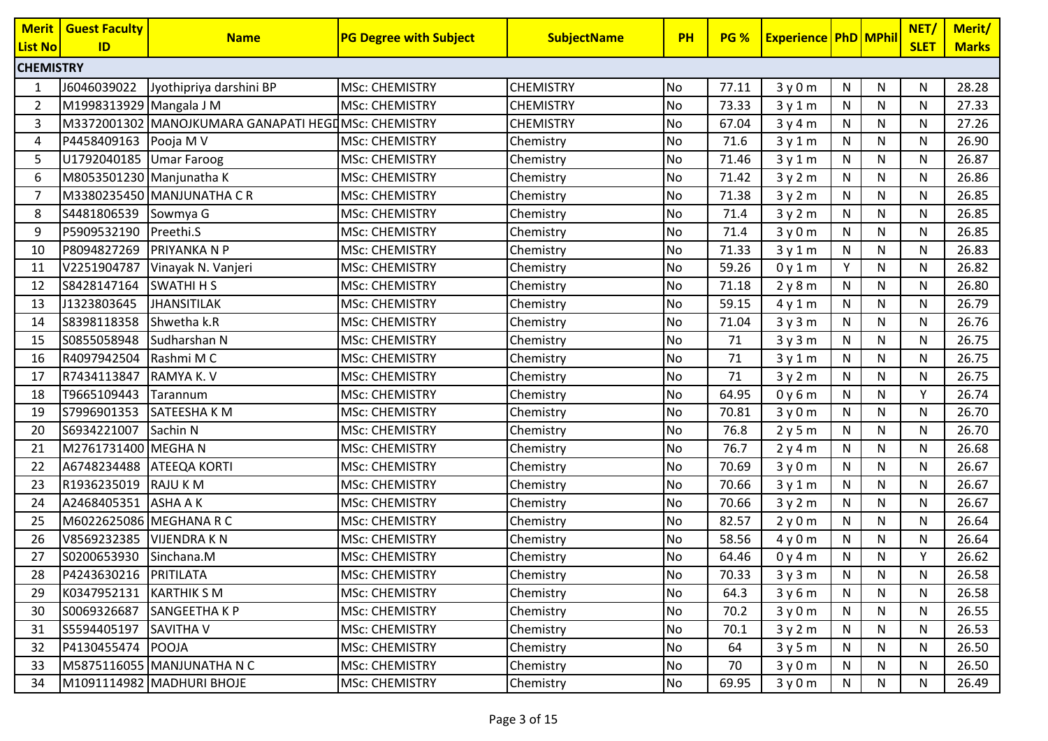| Merit List No | Guest Faculty ID | Name | PG Degree with Subject | SubjectName | PH | PG % | Experience | PhD | MPhil | NET/ SLET | Merit/ Marks |
|---|---|---|---|---|---|---|---|---|---|---|---|
| **CHEMISTRY** | | | | | | | | | | | |
| 1 | J6046039022 | Jyothipriya darshini BP | MSc: CHEMISTRY | CHEMISTRY | No | 77.11 | 3 y 0 m | N | N | N | 28.28 |
| 2 | M1998313929 | Mangala J M | MSc: CHEMISTRY | CHEMISTRY | No | 73.33 | 3 y 1 m | N | N | N | 27.33 |
| 3 | M3372001302 | MANOJKUMARA GANAPATI HEGD | MSc: CHEMISTRY | CHEMISTRY | No | 67.04 | 3 y 4 m | N | N | N | 27.26 |
| 4 | P4458409163 | Pooja M V | MSc: CHEMISTRY | Chemistry | No | 71.6 | 3 y 1 m | N | N | N | 26.90 |
| 5 | U1792040185 | Umar Faroog | MSc: CHEMISTRY | Chemistry | No | 71.46 | 3 y 1 m | N | N | N | 26.87 |
| 6 | M8053501230 | Manjunatha K | MSc: CHEMISTRY | Chemistry | No | 71.42 | 3 y 2 m | N | N | N | 26.86 |
| 7 | M3380235450 | MANJUNATHA C R | MSc: CHEMISTRY | Chemistry | No | 71.38 | 3 y 2 m | N | N | N | 26.85 |
| 8 | S4481806539 | Sowmya G | MSc: CHEMISTRY | Chemistry | No | 71.4 | 3 y 2 m | N | N | N | 26.85 |
| 9 | P5909532190 | Preethi.S | MSc: CHEMISTRY | Chemistry | No | 71.4 | 3 y 0 m | N | N | N | 26.85 |
| 10 | P8094827269 | PRIYANKA N P | MSc: CHEMISTRY | Chemistry | No | 71.33 | 3 y 1 m | N | N | N | 26.83 |
| 11 | V2251904787 | Vinayak N. Vanjeri | MSc: CHEMISTRY | Chemistry | No | 59.26 | 0 y 1 m | Y | N | N | 26.82 |
| 12 | S8428147164 | SWATHI H S | MSc: CHEMISTRY | Chemistry | No | 71.18 | 2 y 8 m | N | N | N | 26.80 |
| 13 | J1323803645 | JHANSITILAK | MSc: CHEMISTRY | Chemistry | No | 59.15 | 4 y 1 m | N | N | N | 26.79 |
| 14 | S8398118358 | Shwetha k.R | MSc: CHEMISTRY | Chemistry | No | 71.04 | 3 y 3 m | N | N | N | 26.76 |
| 15 | S0855058948 | Sudharshan N | MSc: CHEMISTRY | Chemistry | No | 71 | 3 y 3 m | N | N | N | 26.75 |
| 16 | R4097942504 | Rashmi M C | MSc: CHEMISTRY | Chemistry | No | 71 | 3 y 1 m | N | N | N | 26.75 |
| 17 | R7434113847 | RAMYA K. V | MSc: CHEMISTRY | Chemistry | No | 71 | 3 y 2 m | N | N | N | 26.75 |
| 18 | T9665109443 | Tarannum | MSc: CHEMISTRY | Chemistry | No | 64.95 | 0 y 6 m | N | N | Y | 26.74 |
| 19 | S7996901353 | SATEESHA K M | MSc: CHEMISTRY | Chemistry | No | 70.81 | 3 y 0 m | N | N | N | 26.70 |
| 20 | S6934221007 | Sachin N | MSc: CHEMISTRY | Chemistry | No | 76.8 | 2 y 5 m | N | N | N | 26.70 |
| 21 | M2761731400 | MEGHA N | MSc: CHEMISTRY | Chemistry | No | 76.7 | 2 y 4 m | N | N | N | 26.68 |
| 22 | A6748234488 | ATEEQA KORTI | MSc: CHEMISTRY | Chemistry | No | 70.69 | 3 y 0 m | N | N | N | 26.67 |
| 23 | R1936235019 | RAJU K M | MSc: CHEMISTRY | Chemistry | No | 70.66 | 3 y 1 m | N | N | N | 26.67 |
| 24 | A2468405351 | ASHA A K | MSc: CHEMISTRY | Chemistry | No | 70.66 | 3 y 2 m | N | N | N | 26.67 |
| 25 | M6022625086 | MEGHANA R C | MSc: CHEMISTRY | Chemistry | No | 82.57 | 2 y 0 m | N | N | N | 26.64 |
| 26 | V8569232385 | VIJENDRA K N | MSc: CHEMISTRY | Chemistry | No | 58.56 | 4 y 0 m | N | N | N | 26.64 |
| 27 | S0200653930 | Sinchana.M | MSc: CHEMISTRY | Chemistry | No | 64.46 | 0 y 4 m | N | N | Y | 26.62 |
| 28 | P4243630216 | PRITILATA | MSc: CHEMISTRY | Chemistry | No | 70.33 | 3 y 3 m | N | N | N | 26.58 |
| 29 | K0347952131 | KARTHIK S M | MSc: CHEMISTRY | Chemistry | No | 64.3 | 3 y 6 m | N | N | N | 26.58 |
| 30 | S0069326687 | SANGEETHA K P | MSc: CHEMISTRY | Chemistry | No | 70.2 | 3 y 0 m | N | N | N | 26.55 |
| 31 | S5594405197 | SAVITHA V | MSc: CHEMISTRY | Chemistry | No | 70.1 | 3 y 2 m | N | N | N | 26.53 |
| 32 | P4130455474 | POOJA | MSc: CHEMISTRY | Chemistry | No | 64 | 3 y 5 m | N | N | N | 26.50 |
| 33 | M5875116055 | MANJUNATHA N C | MSc: CHEMISTRY | Chemistry | No | 70 | 3 y 0 m | N | N | N | 26.50 |
| 34 | M1091114982 | MADHURI BHOJE | MSc: CHEMISTRY | Chemistry | No | 69.95 | 3 y 0 m | N | N | N | 26.49 |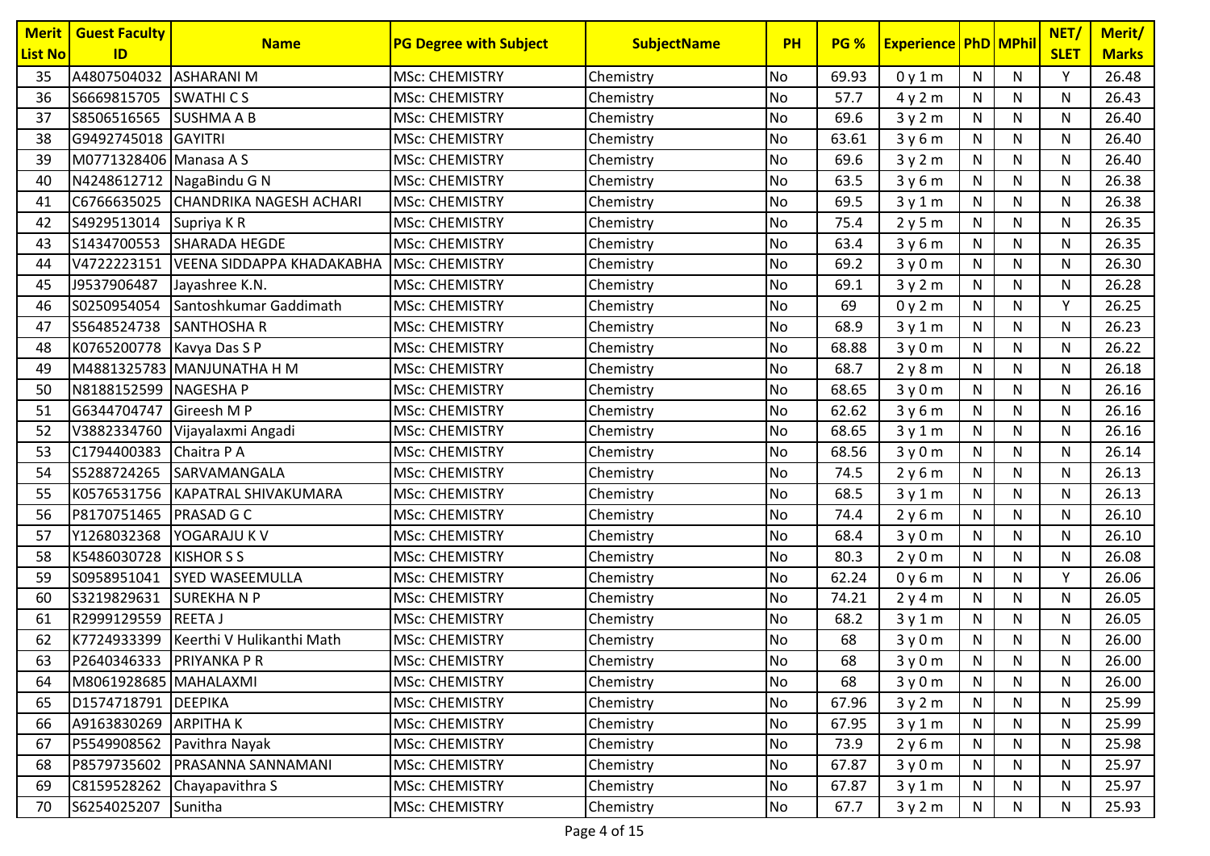| Merit List No | Guest Faculty ID | Name | PG Degree with Subject | SubjectName | PH | PG % | Experience | PhD | MPhil | NET/ SLET | Merit/ Marks |
|---|---|---|---|---|---|---|---|---|---|---|---|
| 35 | A4807504032 | ASHARANI M | MSc: CHEMISTRY | Chemistry | No | 69.93 | 0 y 1 m | N | N | Y | 26.48 |
| 36 | S6669815705 | SWATHI C S | MSc: CHEMISTRY | Chemistry | No | 57.7 | 4 y 2 m | N | N | N | 26.43 |
| 37 | S8506516565 | SUSHMA A B | MSc: CHEMISTRY | Chemistry | No | 69.6 | 3 y 2 m | N | N | N | 26.40 |
| 38 | G9492745018 | GAYITRI | MSc: CHEMISTRY | Chemistry | No | 63.61 | 3 y 6 m | N | N | N | 26.40 |
| 39 | M0771328406 | Manasa A S | MSc: CHEMISTRY | Chemistry | No | 69.6 | 3 y 2 m | N | N | N | 26.40 |
| 40 | N4248612712 | NagaBindu G N | MSc: CHEMISTRY | Chemistry | No | 63.5 | 3 y 6 m | N | N | N | 26.38 |
| 41 | C6766635025 | CHANDRIKA NAGESH ACHARI | MSc: CHEMISTRY | Chemistry | No | 69.5 | 3 y 1 m | N | N | N | 26.38 |
| 42 | S4929513014 | Supriya K R | MSc: CHEMISTRY | Chemistry | No | 75.4 | 2 y 5 m | N | N | N | 26.35 |
| 43 | S1434700553 | SHARADA HEGDE | MSc: CHEMISTRY | Chemistry | No | 63.4 | 3 y 6 m | N | N | N | 26.35 |
| 44 | V4722223151 | VEENA SIDDAPPA KHADAKABHA | MSc: CHEMISTRY | Chemistry | No | 69.2 | 3 y 0 m | N | N | N | 26.30 |
| 45 | J9537906487 | Jayashree K.N. | MSc: CHEMISTRY | Chemistry | No | 69.1 | 3 y 2 m | N | N | N | 26.28 |
| 46 | S0250954054 | Santoshkumar Gaddimath | MSc: CHEMISTRY | Chemistry | No | 69 | 0 y 2 m | N | N | Y | 26.25 |
| 47 | S5648524738 | SANTHOSHA R | MSc: CHEMISTRY | Chemistry | No | 68.9 | 3 y 1 m | N | N | N | 26.23 |
| 48 | K0765200778 | Kavya Das S P | MSc: CHEMISTRY | Chemistry | No | 68.88 | 3 y 0 m | N | N | N | 26.22 |
| 49 | M4881325783 | MANJUNATHA H M | MSc: CHEMISTRY | Chemistry | No | 68.7 | 2 y 8 m | N | N | N | 26.18 |
| 50 | N8188152599 | NAGESHA P | MSc: CHEMISTRY | Chemistry | No | 68.65 | 3 y 0 m | N | N | N | 26.16 |
| 51 | G6344704747 | Gireesh M P | MSc: CHEMISTRY | Chemistry | No | 62.62 | 3 y 6 m | N | N | N | 26.16 |
| 52 | V3882334760 | Vijayalaxmi Angadi | MSc: CHEMISTRY | Chemistry | No | 68.65 | 3 y 1 m | N | N | N | 26.16 |
| 53 | C1794400383 | Chaitra P A | MSc: CHEMISTRY | Chemistry | No | 68.56 | 3 y 0 m | N | N | N | 26.14 |
| 54 | S5288724265 | SARVAMANGALA | MSc: CHEMISTRY | Chemistry | No | 74.5 | 2 y 6 m | N | N | N | 26.13 |
| 55 | K0576531756 | KAPATRAL SHIVAKUMARA | MSc: CHEMISTRY | Chemistry | No | 68.5 | 3 y 1 m | N | N | N | 26.13 |
| 56 | P8170751465 | PRASAD G C | MSc: CHEMISTRY | Chemistry | No | 74.4 | 2 y 6 m | N | N | N | 26.10 |
| 57 | Y1268032368 | YOGARAJU K V | MSc: CHEMISTRY | Chemistry | No | 68.4 | 3 y 0 m | N | N | N | 26.10 |
| 58 | K5486030728 | KISHOR S S | MSc: CHEMISTRY | Chemistry | No | 80.3 | 2 y 0 m | N | N | N | 26.08 |
| 59 | S0958951041 | SYED WASEEMULLA | MSc: CHEMISTRY | Chemistry | No | 62.24 | 0 y 6 m | N | N | Y | 26.06 |
| 60 | S3219829631 | SUREKHA N P | MSc: CHEMISTRY | Chemistry | No | 74.21 | 2 y 4 m | N | N | N | 26.05 |
| 61 | R2999129559 | REETA J | MSc: CHEMISTRY | Chemistry | No | 68.2 | 3 y 1 m | N | N | N | 26.05 |
| 62 | K7724933399 | Keerthi V Hulikanthi Math | MSc: CHEMISTRY | Chemistry | No | 68 | 3 y 0 m | N | N | N | 26.00 |
| 63 | P2640346333 | PRIYANKA P R | MSc: CHEMISTRY | Chemistry | No | 68 | 3 y 0 m | N | N | N | 26.00 |
| 64 | M8061928685 | MAHALAXMI | MSc: CHEMISTRY | Chemistry | No | 68 | 3 y 0 m | N | N | N | 26.00 |
| 65 | D1574718791 | DEEPIKA | MSc: CHEMISTRY | Chemistry | No | 67.96 | 3 y 2 m | N | N | N | 25.99 |
| 66 | A9163830269 | ARPITHA K | MSc: CHEMISTRY | Chemistry | No | 67.95 | 3 y 1 m | N | N | N | 25.99 |
| 67 | P5549908562 | Pavithra Nayak | MSc: CHEMISTRY | Chemistry | No | 73.9 | 2 y 6 m | N | N | N | 25.98 |
| 68 | P8579735602 | PRASANNA SANNAMANI | MSc: CHEMISTRY | Chemistry | No | 67.87 | 3 y 0 m | N | N | N | 25.97 |
| 69 | C8159528262 | Chayapavithra S | MSc: CHEMISTRY | Chemistry | No | 67.87 | 3 y 1 m | N | N | N | 25.97 |
| 70 | S6254025207 | Sunitha | MSc: CHEMISTRY | Chemistry | No | 67.7 | 3 y 2 m | N | N | N | 25.93 |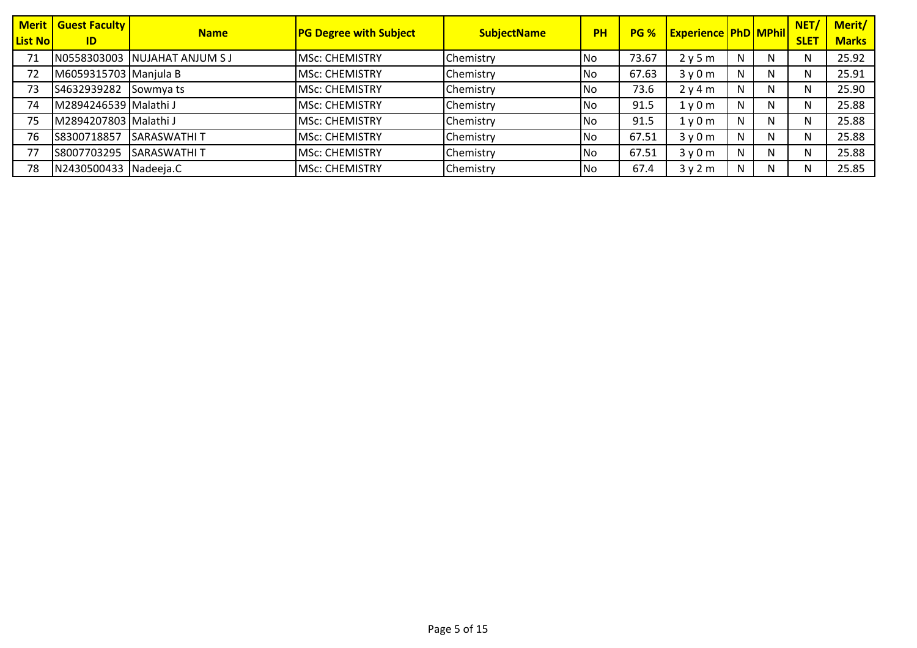| Merit List No | Guest Faculty ID | Name | PG Degree with Subject | SubjectName | PH | PG % | Experience | PhD | MPhil | NET/ SLET | Merit/ Marks |
|---|---|---|---|---|---|---|---|---|---|---|---|
| 71 | N0558303003 | NUJAHAT ANJUM S J | MSc: CHEMISTRY | Chemistry | No | 73.67 | 2 y 5 m | N | N | N | 25.92 |
| 72 | M6059315703 | Manjula B | MSc: CHEMISTRY | Chemistry | No | 67.63 | 3 y 0 m | N | N | N | 25.91 |
| 73 | S4632939282 | Sowmya ts | MSc: CHEMISTRY | Chemistry | No | 73.6 | 2 y 4 m | N | N | N | 25.90 |
| 74 | M2894246539 | Malathi J | MSc: CHEMISTRY | Chemistry | No | 91.5 | 1 y 0 m | N | N | N | 25.88 |
| 75 | M2894207803 | Malathi J | MSc: CHEMISTRY | Chemistry | No | 91.5 | 1 y 0 m | N | N | N | 25.88 |
| 76 | S8300718857 | SARASWATHI T | MSc: CHEMISTRY | Chemistry | No | 67.51 | 3 y 0 m | N | N | N | 25.88 |
| 77 | S8007703295 | SARASWATHI T | MSc: CHEMISTRY | Chemistry | No | 67.51 | 3 y 0 m | N | N | N | 25.88 |
| 78 | N2430500433 | Nadeeja.C | MSc: CHEMISTRY | Chemistry | No | 67.4 | 3 y 2 m | N | N | N | 25.85 |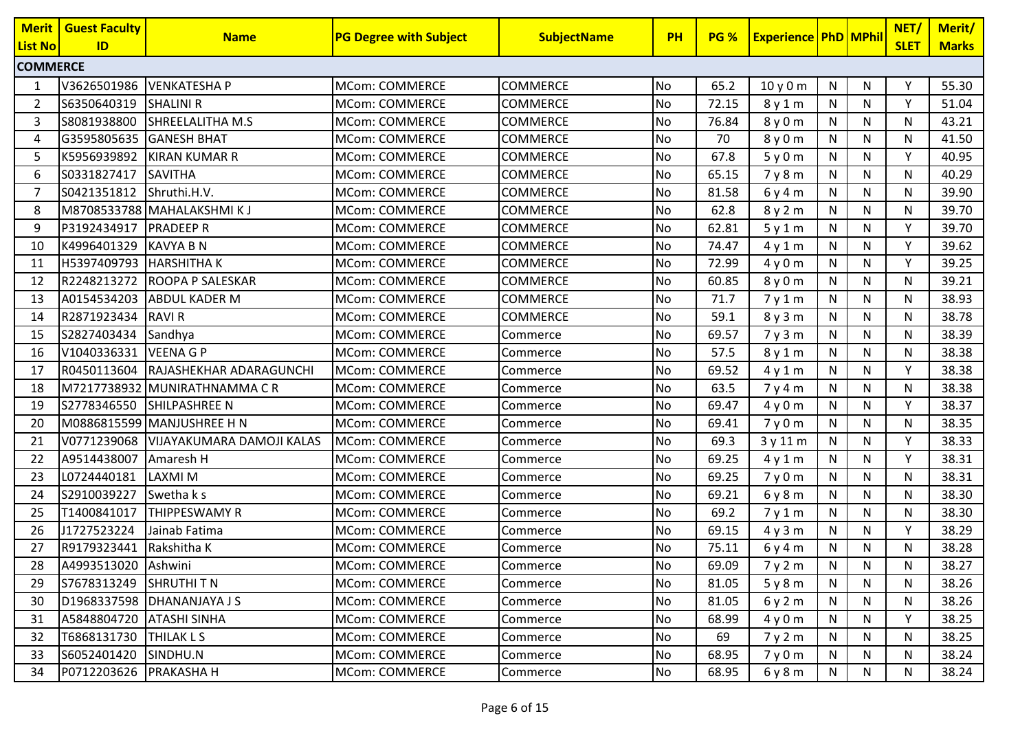| Merit List No | Guest Faculty ID | Name | PG Degree with Subject | SubjectName | PH | PG % | Experience | PhD | MPhil | NET/ SLET | Merit/ Marks |
|---|---|---|---|---|---|---|---|---|---|---|---|
| **COMMERCE** | | | | | | | | | | | |
| 1 | V3626501986 | VENKATESHA P | MCom: COMMERCE | COMMERCE | No | 65.2 | 10 y 0 m | N | N | Y | 55.30 |
| 2 | S6350640319 | SHALINI R | MCom: COMMERCE | COMMERCE | No | 72.15 | 8 y 1 m | N | N | Y | 51.04 |
| 3 | S8081938800 | SHREELALITHA M.S | MCom: COMMERCE | COMMERCE | No | 76.84 | 8 y 0 m | N | N | N | 43.21 |
| 4 | G3595805635 | GANESH BHAT | MCom: COMMERCE | COMMERCE | No | 70 | 8 y 0 m | N | N | N | 41.50 |
| 5 | K5956939892 | KIRAN KUMAR R | MCom: COMMERCE | COMMERCE | No | 67.8 | 5 y 0 m | N | N | Y | 40.95 |
| 6 | S0331827417 | SAVITHA | MCom: COMMERCE | COMMERCE | No | 65.15 | 7 y 8 m | N | N | N | 40.29 |
| 7 | S0421351812 | Shruthi.H.V. | MCom: COMMERCE | COMMERCE | No | 81.58 | 6 y 4 m | N | N | N | 39.90 |
| 8 | M8708533788 | MAHALAKSHMI K J | MCom: COMMERCE | COMMERCE | No | 62.8 | 8 y 2 m | N | N | N | 39.70 |
| 9 | P3192434917 | PRADEEP R | MCom: COMMERCE | COMMERCE | No | 62.81 | 5 y 1 m | N | N | Y | 39.70 |
| 10 | K4996401329 | KAVYA B N | MCom: COMMERCE | COMMERCE | No | 74.47 | 4 y 1 m | N | N | Y | 39.62 |
| 11 | H5397409793 | HARSHITHA K | MCom: COMMERCE | COMMERCE | No | 72.99 | 4 y 0 m | N | N | Y | 39.25 |
| 12 | R2248213272 | ROOPA P SALESKAR | MCom: COMMERCE | COMMERCE | No | 60.85 | 8 y 0 m | N | N | N | 39.21 |
| 13 | A0154534203 | ABDUL KADER M | MCom: COMMERCE | COMMERCE | No | 71.7 | 7 y 1 m | N | N | N | 38.93 |
| 14 | R2871923434 | RAVI R | MCom: COMMERCE | COMMERCE | No | 59.1 | 8 y 3 m | N | N | N | 38.78 |
| 15 | S2827403434 | Sandhya | MCom: COMMERCE | Commerce | No | 69.57 | 7 y 3 m | N | N | N | 38.39 |
| 16 | V1040336331 | VEENA G P | MCom: COMMERCE | Commerce | No | 57.5 | 8 y 1 m | N | N | N | 38.38 |
| 17 | R0450113604 | RAJASHEKHAR ADARAGUNCHI | MCom: COMMERCE | Commerce | No | 69.52 | 4 y 1 m | N | N | Y | 38.38 |
| 18 | M7217738932 | MUNIRATHNAMMA C R | MCom: COMMERCE | Commerce | No | 63.5 | 7 y 4 m | N | N | N | 38.38 |
| 19 | S2778346550 | SHILPASHREE N | MCom: COMMERCE | Commerce | No | 69.47 | 4 y 0 m | N | N | Y | 38.37 |
| 20 | M0886815599 | MANJUSHREE H N | MCom: COMMERCE | Commerce | No | 69.41 | 7 y 0 m | N | N | N | 38.35 |
| 21 | V0771239068 | VIJAYAKUMARA DAMOJI KALAS | MCom: COMMERCE | Commerce | No | 69.3 | 3 y 11 m | N | N | Y | 38.33 |
| 22 | A9514438007 | Amaresh H | MCom: COMMERCE | Commerce | No | 69.25 | 4 y 1 m | N | N | Y | 38.31 |
| 23 | L0724440181 | LAXMI M | MCom: COMMERCE | Commerce | No | 69.25 | 7 y 0 m | N | N | N | 38.31 |
| 24 | S2910039227 | Swetha k s | MCom: COMMERCE | Commerce | No | 69.21 | 6 y 8 m | N | N | N | 38.30 |
| 25 | T1400841017 | THIPPESWAMY R | MCom: COMMERCE | Commerce | No | 69.2 | 7 y 1 m | N | N | N | 38.30 |
| 26 | J1727523224 | Jainab Fatima | MCom: COMMERCE | Commerce | No | 69.15 | 4 y 3 m | N | N | Y | 38.29 |
| 27 | R9179323441 | Rakshitha K | MCom: COMMERCE | Commerce | No | 75.11 | 6 y 4 m | N | N | N | 38.28 |
| 28 | A4993513020 | Ashwini | MCom: COMMERCE | Commerce | No | 69.09 | 7 y 2 m | N | N | N | 38.27 |
| 29 | S7678313249 | SHRUTHI T N | MCom: COMMERCE | Commerce | No | 81.05 | 5 y 8 m | N | N | N | 38.26 |
| 30 | D1968337598 | DHANANJAYA J S | MCom: COMMERCE | Commerce | No | 81.05 | 6 y 2 m | N | N | N | 38.26 |
| 31 | A5848804720 | ATASHI SINHA | MCom: COMMERCE | Commerce | No | 68.99 | 4 y 0 m | N | N | Y | 38.25 |
| 32 | T6868131730 | THILAK L S | MCom: COMMERCE | Commerce | No | 69 | 7 y 2 m | N | N | N | 38.25 |
| 33 | S6052401420 | SINDHU.N | MCom: COMMERCE | Commerce | No | 68.95 | 7 y 0 m | N | N | N | 38.24 |
| 34 | P0712203626 | PRAKASHA H | MCom: COMMERCE | Commerce | No | 68.95 | 6 y 8 m | N | N | N | 38.24 |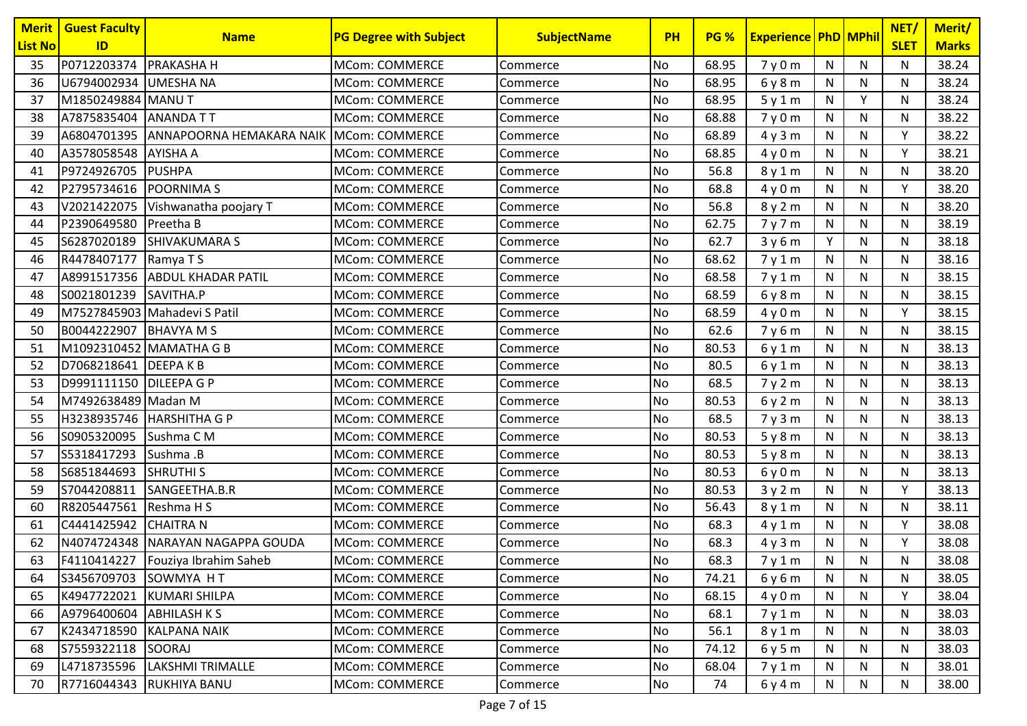| Merit List No | Guest Faculty ID | Name | PG Degree with Subject | SubjectName | PH | PG % | Experience | PhD | MPhil | NET/ SLET | Merit/ Marks |
|---|---|---|---|---|---|---|---|---|---|---|---|
| 35 | P0712203374 | PRAKASHA H | MCom: COMMERCE | Commerce | No | 68.95 | 7 y 0 m | N | N | N | 38.24 |
| 36 | U6794002934 | UMESHA NA | MCom: COMMERCE | Commerce | No | 68.95 | 6 y 8 m | N | N | N | 38.24 |
| 37 | M1850249884 | MANU T | MCom: COMMERCE | Commerce | No | 68.95 | 5 y 1 m | N | Y | N | 38.24 |
| 38 | A7875835404 | ANANDA T T | MCom: COMMERCE | Commerce | No | 68.88 | 7 y 0 m | N | N | N | 38.22 |
| 39 | A6804701395 | ANNAPOORNA HEMAKARA NAIK | MCom: COMMERCE | Commerce | No | 68.89 | 4 y 3 m | N | N | Y | 38.22 |
| 40 | A3578058548 | AYISHA A | MCom: COMMERCE | Commerce | No | 68.85 | 4 y 0 m | N | N | Y | 38.21 |
| 41 | P9724926705 | PUSHPA | MCom: COMMERCE | Commerce | No | 56.8 | 8 y 1 m | N | N | N | 38.20 |
| 42 | P2795734616 | POORNIMA S | MCom: COMMERCE | Commerce | No | 68.8 | 4 y 0 m | N | N | Y | 38.20 |
| 43 | V2021422075 | Vishwanatha poojary T | MCom: COMMERCE | Commerce | No | 56.8 | 8 y 2 m | N | N | N | 38.20 |
| 44 | P2390649580 | Preetha B | MCom: COMMERCE | Commerce | No | 62.75 | 7 y 7 m | N | N | N | 38.19 |
| 45 | S6287020189 | SHIVAKUMARA S | MCom: COMMERCE | Commerce | No | 62.7 | 3 y 6 m | Y | N | N | 38.18 |
| 46 | R4478407177 | Ramya T S | MCom: COMMERCE | Commerce | No | 68.62 | 7 y 1 m | N | N | N | 38.16 |
| 47 | A8991517356 | ABDUL KHADAR PATIL | MCom: COMMERCE | Commerce | No | 68.58 | 7 y 1 m | N | N | N | 38.15 |
| 48 | S0021801239 | SAVITHA.P | MCom: COMMERCE | Commerce | No | 68.59 | 6 y 8 m | N | N | N | 38.15 |
| 49 | M7527845903 | Mahadevi S Patil | MCom: COMMERCE | Commerce | No | 68.59 | 4 y 0 m | N | N | Y | 38.15 |
| 50 | B0044222907 | BHAVYA M S | MCom: COMMERCE | Commerce | No | 62.6 | 7 y 6 m | N | N | N | 38.15 |
| 51 | M1092310452 | MAMATHA G B | MCom: COMMERCE | Commerce | No | 80.53 | 6 y 1 m | N | N | N | 38.13 |
| 52 | D7068218641 | DEEPA K B | MCom: COMMERCE | Commerce | No | 80.5 | 6 y 1 m | N | N | N | 38.13 |
| 53 | D9991111150 | DILEEPA G P | MCom: COMMERCE | Commerce | No | 68.5 | 7 y 2 m | N | N | N | 38.13 |
| 54 | M7492638489 | Madan M | MCom: COMMERCE | Commerce | No | 80.53 | 6 y 2 m | N | N | N | 38.13 |
| 55 | H3238935746 | HARSHITHA G P | MCom: COMMERCE | Commerce | No | 68.5 | 7 y 3 m | N | N | N | 38.13 |
| 56 | S0905320095 | Sushma C M | MCom: COMMERCE | Commerce | No | 80.53 | 5 y 8 m | N | N | N | 38.13 |
| 57 | S5318417293 | Sushma .B | MCom: COMMERCE | Commerce | No | 80.53 | 5 y 8 m | N | N | N | 38.13 |
| 58 | S6851844693 | SHRUTHI S | MCom: COMMERCE | Commerce | No | 80.53 | 6 y 0 m | N | N | N | 38.13 |
| 59 | S7044208811 | SANGEETHA.B.R | MCom: COMMERCE | Commerce | No | 80.53 | 3 y 2 m | N | N | Y | 38.13 |
| 60 | R8205447561 | Reshma H S | MCom: COMMERCE | Commerce | No | 56.43 | 8 y 1 m | N | N | N | 38.11 |
| 61 | C4441425942 | CHAITRA N | MCom: COMMERCE | Commerce | No | 68.3 | 4 y 1 m | N | N | Y | 38.08 |
| 62 | N4074724348 | NARAYAN NAGAPPA GOUDA | MCom: COMMERCE | Commerce | No | 68.3 | 4 y 3 m | N | N | Y | 38.08 |
| 63 | F4110414227 | Fouziya Ibrahim Saheb | MCom: COMMERCE | Commerce | No | 68.3 | 7 y 1 m | N | N | N | 38.08 |
| 64 | S3456709703 | SOWMYA H T | MCom: COMMERCE | Commerce | No | 74.21 | 6 y 6 m | N | N | N | 38.05 |
| 65 | K4947722021 | KUMARI SHILPA | MCom: COMMERCE | Commerce | No | 68.15 | 4 y 0 m | N | N | Y | 38.04 |
| 66 | A9796400604 | ABHILASH K S | MCom: COMMERCE | Commerce | No | 68.1 | 7 y 1 m | N | N | N | 38.03 |
| 67 | K2434718590 | KALPANA NAIK | MCom: COMMERCE | Commerce | No | 56.1 | 8 y 1 m | N | N | N | 38.03 |
| 68 | S7559322118 | SOORAJ | MCom: COMMERCE | Commerce | No | 74.12 | 6 y 5 m | N | N | N | 38.03 |
| 69 | L4718735596 | LAKSHMI TRIMALLE | MCom: COMMERCE | Commerce | No | 68.04 | 7 y 1 m | N | N | N | 38.01 |
| 70 | R7716044343 | RUKHIYA BANU | MCom: COMMERCE | Commerce | No | 74 | 6 y 4 m | N | N | N | 38.00 |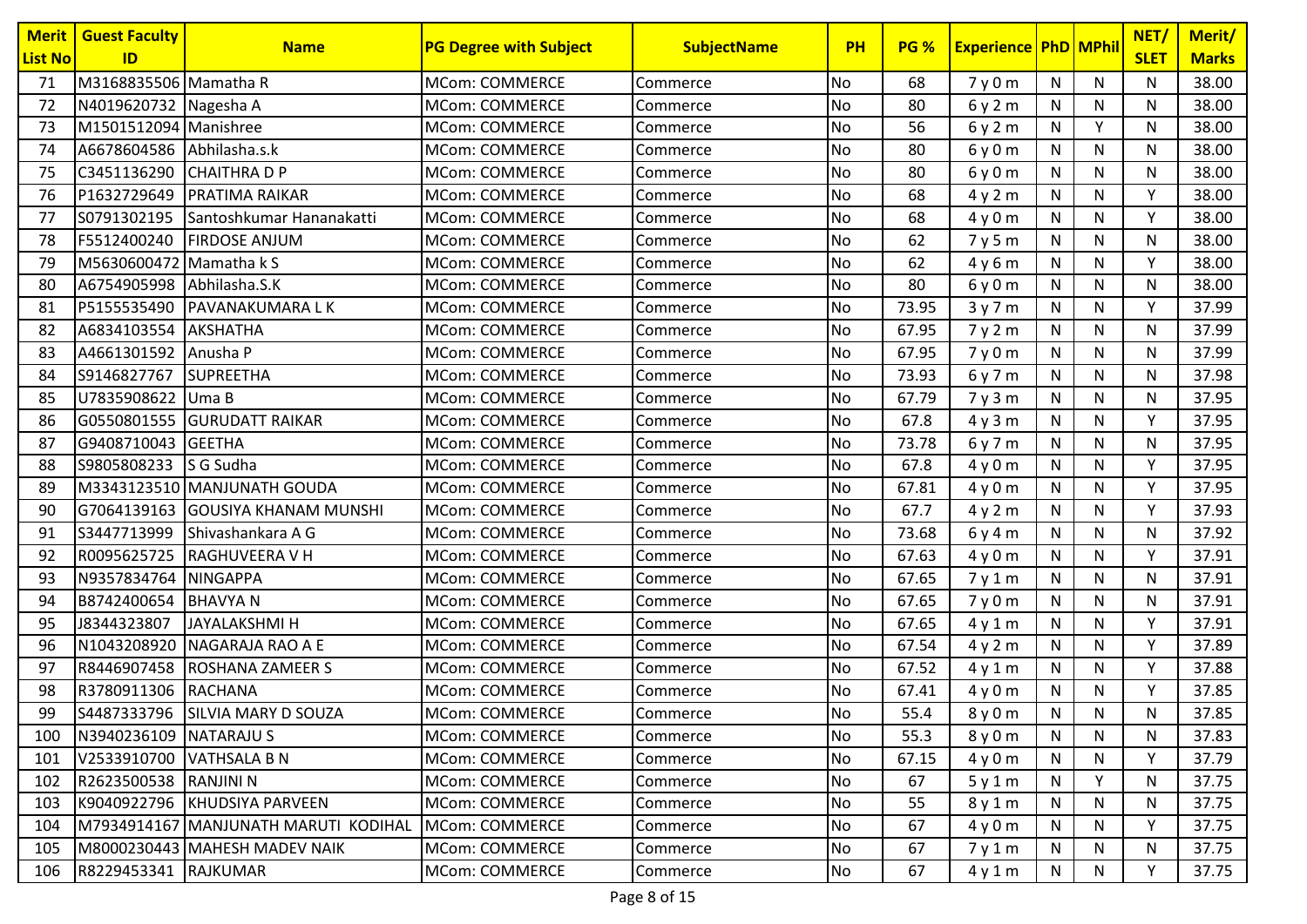| Merit List No | Guest Faculty ID | Name | PG Degree with Subject | SubjectName | PH | PG % | Experience | PhD | MPhil | NET/ SLET | Merit/ Marks |
|---|---|---|---|---|---|---|---|---|---|---|---|
| 71 | M3168835506 | Mamatha R | MCom: COMMERCE | Commerce | No | 68 | 7 y 0 m | N | N | N | 38.00 |
| 72 | N4019620732 | Nagesha A | MCom: COMMERCE | Commerce | No | 80 | 6 y 2 m | N | N | N | 38.00 |
| 73 | M1501512094 | Manishree | MCom: COMMERCE | Commerce | No | 56 | 6 y 2 m | N | Y | N | 38.00 |
| 74 | A6678604586 | Abhilasha.s.k | MCom: COMMERCE | Commerce | No | 80 | 6 y 0 m | N | N | N | 38.00 |
| 75 | C3451136290 | CHAITHRA D P | MCom: COMMERCE | Commerce | No | 80 | 6 y 0 m | N | N | N | 38.00 |
| 76 | P1632729649 | PRATIMA RAIKAR | MCom: COMMERCE | Commerce | No | 68 | 4 y 2 m | N | N | Y | 38.00 |
| 77 | S0791302195 | Santoshkumar Hananakatti | MCom: COMMERCE | Commerce | No | 68 | 4 y 0 m | N | N | Y | 38.00 |
| 78 | F5512400240 | FIRDOSE ANJUM | MCom: COMMERCE | Commerce | No | 62 | 7 y 5 m | N | N | N | 38.00 |
| 79 | M5630600472 | Mamatha k S | MCom: COMMERCE | Commerce | No | 62 | 4 y 6 m | N | N | Y | 38.00 |
| 80 | A6754905998 | Abhilasha.S.K | MCom: COMMERCE | Commerce | No | 80 | 6 y 0 m | N | N | N | 38.00 |
| 81 | P5155535490 | PAVANAKUMARA L K | MCom: COMMERCE | Commerce | No | 73.95 | 3 y 7 m | N | N | Y | 37.99 |
| 82 | A6834103554 | AKSHATHA | MCom: COMMERCE | Commerce | No | 67.95 | 7 y 2 m | N | N | N | 37.99 |
| 83 | A4661301592 | Anusha P | MCom: COMMERCE | Commerce | No | 67.95 | 7 y 0 m | N | N | N | 37.99 |
| 84 | S9146827767 | SUPREETHA | MCom: COMMERCE | Commerce | No | 73.93 | 6 y 7 m | N | N | N | 37.98 |
| 85 | U7835908622 | Uma B | MCom: COMMERCE | Commerce | No | 67.79 | 7 y 3 m | N | N | N | 37.95 |
| 86 | G0550801555 | GURUDATT RAIKAR | MCom: COMMERCE | Commerce | No | 67.8 | 4 y 3 m | N | N | Y | 37.95 |
| 87 | G9408710043 | GEETHA | MCom: COMMERCE | Commerce | No | 73.78 | 6 y 7 m | N | N | N | 37.95 |
| 88 | S9805808233 | S G Sudha | MCom: COMMERCE | Commerce | No | 67.8 | 4 y 0 m | N | N | Y | 37.95 |
| 89 | M3343123510 | MANJUNATH GOUDA | MCom: COMMERCE | Commerce | No | 67.81 | 4 y 0 m | N | N | Y | 37.95 |
| 90 | G7064139163 | GOUSIYA KHANAM MUNSHI | MCom: COMMERCE | Commerce | No | 67.7 | 4 y 2 m | N | N | Y | 37.93 |
| 91 | S3447713999 | Shivashankara A G | MCom: COMMERCE | Commerce | No | 73.68 | 6 y 4 m | N | N | N | 37.92 |
| 92 | R0095625725 | RAGHUVEERA V H | MCom: COMMERCE | Commerce | No | 67.63 | 4 y 0 m | N | N | Y | 37.91 |
| 93 | N9357834764 | NINGAPPA | MCom: COMMERCE | Commerce | No | 67.65 | 7 y 1 m | N | N | N | 37.91 |
| 94 | B8742400654 | BHAVYA N | MCom: COMMERCE | Commerce | No | 67.65 | 7 y 0 m | N | N | N | 37.91 |
| 95 | J8344323807 | JAYALAKSHMI H | MCom: COMMERCE | Commerce | No | 67.65 | 4 y 1 m | N | N | Y | 37.91 |
| 96 | N1043208920 | NAGARAJA RAO A E | MCom: COMMERCE | Commerce | No | 67.54 | 4 y 2 m | N | N | Y | 37.89 |
| 97 | R8446907458 | ROSHANA ZAMEER S | MCom: COMMERCE | Commerce | No | 67.52 | 4 y 1 m | N | N | Y | 37.88 |
| 98 | R3780911306 | RACHANA | MCom: COMMERCE | Commerce | No | 67.41 | 4 y 0 m | N | N | Y | 37.85 |
| 99 | S4487333796 | SILVIA MARY D SOUZA | MCom: COMMERCE | Commerce | No | 55.4 | 8 y 0 m | N | N | N | 37.85 |
| 100 | N3940236109 | NATARAJU S | MCom: COMMERCE | Commerce | No | 55.3 | 8 y 0 m | N | N | N | 37.83 |
| 101 | V2533910700 | VATHSALA B N | MCom: COMMERCE | Commerce | No | 67.15 | 4 y 0 m | N | N | Y | 37.79 |
| 102 | R2623500538 | RANJINI N | MCom: COMMERCE | Commerce | No | 67 | 5 y 1 m | N | Y | N | 37.75 |
| 103 | K9040922796 | KHUDSIYA PARVEEN | MCom: COMMERCE | Commerce | No | 55 | 8 y 1 m | N | N | N | 37.75 |
| 104 | M7934914167 | MANJUNATH MARUTI KODIHAL | MCom: COMMERCE | Commerce | No | 67 | 4 y 0 m | N | N | Y | 37.75 |
| 105 | M8000230443 | MAHESH MADEV NAIK | MCom: COMMERCE | Commerce | No | 67 | 7 y 1 m | N | N | N | 37.75 |
| 106 | R8229453341 | RAJKUMAR | MCom: COMMERCE | Commerce | No | 67 | 4 y 1 m | N | N | Y | 37.75 |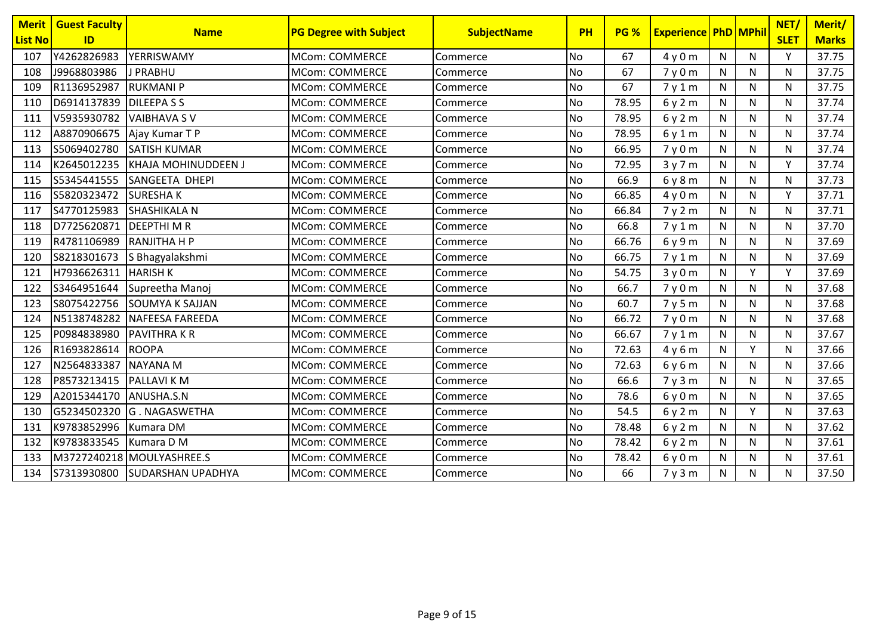| Merit List No | Guest Faculty ID | Name | PG Degree with Subject | SubjectName | PH | PG % | Experience | PhD | MPhil | NET/ SLET | Merit/ Marks |
|---|---|---|---|---|---|---|---|---|---|---|---|
| 107 | Y4262826983 | YERRISWAMY | MCom: COMMERCE | Commerce | No | 67 | 4 y 0 m | N | N | Y | 37.75 |
| 108 | J9968803986 | J PRABHU | MCom: COMMERCE | Commerce | No | 67 | 7 y 0 m | N | N | N | 37.75 |
| 109 | R1136952987 | RUKMANI P | MCom: COMMERCE | Commerce | No | 67 | 7 y 1 m | N | N | N | 37.75 |
| 110 | D6914137839 | DILEEPA S S | MCom: COMMERCE | Commerce | No | 78.95 | 6 y 2 m | N | N | N | 37.74 |
| 111 | V5935930782 | VAIBHAVA S V | MCom: COMMERCE | Commerce | No | 78.95 | 6 y 2 m | N | N | N | 37.74 |
| 112 | A8870906675 | Ajay Kumar T P | MCom: COMMERCE | Commerce | No | 78.95 | 6 y 1 m | N | N | N | 37.74 |
| 113 | S5069402780 | SATISH KUMAR | MCom: COMMERCE | Commerce | No | 66.95 | 7 y 0 m | N | N | N | 37.74 |
| 114 | K2645012235 | KHAJA MOHINUDDEEN J | MCom: COMMERCE | Commerce | No | 72.95 | 3 y 7 m | N | N | Y | 37.74 |
| 115 | S5345441555 | SANGEETA DHEPI | MCom: COMMERCE | Commerce | No | 66.9 | 6 y 8 m | N | N | N | 37.73 |
| 116 | S5820323472 | SURESHA K | MCom: COMMERCE | Commerce | No | 66.85 | 4 y 0 m | N | N | Y | 37.71 |
| 117 | S4770125983 | SHASHIKALA N | MCom: COMMERCE | Commerce | No | 66.84 | 7 y 2 m | N | N | N | 37.71 |
| 118 | D7725620871 | DEEPTHI M R | MCom: COMMERCE | Commerce | No | 66.8 | 7 y 1 m | N | N | N | 37.70 |
| 119 | R4781106989 | RANJITHA H P | MCom: COMMERCE | Commerce | No | 66.76 | 6 y 9 m | N | N | N | 37.69 |
| 120 | S8218301673 | S Bhagyalakshmi | MCom: COMMERCE | Commerce | No | 66.75 | 7 y 1 m | N | N | N | 37.69 |
| 121 | H7936626311 | HARISH K | MCom: COMMERCE | Commerce | No | 54.75 | 3 y 0 m | N | Y | Y | 37.69 |
| 122 | S3464951644 | Supreetha Manoj | MCom: COMMERCE | Commerce | No | 66.7 | 7 y 0 m | N | N | N | 37.68 |
| 123 | S8075422756 | SOUMYA K SAJJAN | MCom: COMMERCE | Commerce | No | 60.7 | 7 y 5 m | N | N | N | 37.68 |
| 124 | N5138748282 | NAFEESA FAREEDA | MCom: COMMERCE | Commerce | No | 66.72 | 7 y 0 m | N | N | N | 37.68 |
| 125 | P0984838980 | PAVITHRA K R | MCom: COMMERCE | Commerce | No | 66.67 | 7 y 1 m | N | N | N | 37.67 |
| 126 | R1693828614 | ROOPA | MCom: COMMERCE | Commerce | No | 72.63 | 4 y 6 m | N | Y | N | 37.66 |
| 127 | N2564833387 | NAYANA M | MCom: COMMERCE | Commerce | No | 72.63 | 6 y 6 m | N | N | N | 37.66 |
| 128 | P8573213415 | PALLAVI K M | MCom: COMMERCE | Commerce | No | 66.6 | 7 y 3 m | N | N | N | 37.65 |
| 129 | A2015344170 | ANUSHA.S.N | MCom: COMMERCE | Commerce | No | 78.6 | 6 y 0 m | N | N | N | 37.65 |
| 130 | G5234502320 | G . NAGASWETHA | MCom: COMMERCE | Commerce | No | 54.5 | 6 y 2 m | N | Y | N | 37.63 |
| 131 | K9783852996 | Kumara DM | MCom: COMMERCE | Commerce | No | 78.48 | 6 y 2 m | N | N | N | 37.62 |
| 132 | K9783833545 | Kumara D M | MCom: COMMERCE | Commerce | No | 78.42 | 6 y 2 m | N | N | N | 37.61 |
| 133 | M3727240218 | MOULYASHREE.S | MCom: COMMERCE | Commerce | No | 78.42 | 6 y 0 m | N | N | N | 37.61 |
| 134 | S7313930800 | SUDARSHAN UPADHYA | MCom: COMMERCE | Commerce | No | 66 | 7 y 3 m | N | N | N | 37.50 |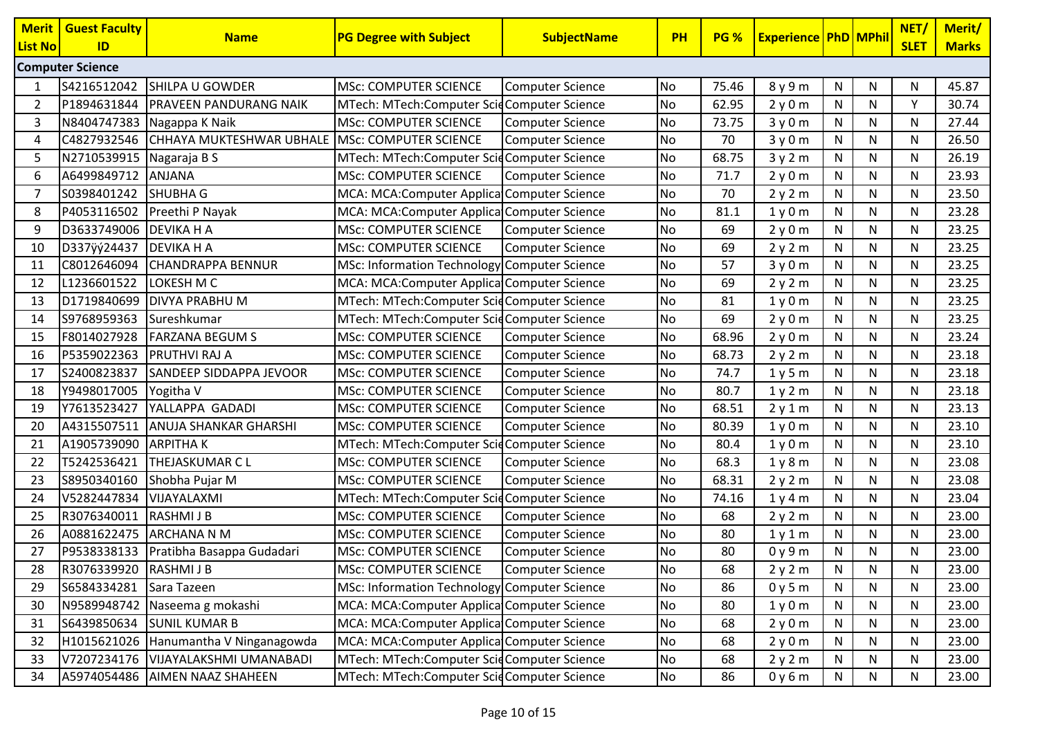| Merit List No | Guest Faculty ID | Name | PG Degree with Subject | SubjectName | PH | PG % | Experience | PhD | MPhil | NET/ SLET | Merit/ Marks |
|---|---|---|---|---|---|---|---|---|---|---|---|
| **Computer Science** | | | | | | | | | | | |
| 1 | S4216512042 | SHILPA U GOWDER | MSc: COMPUTER SCIENCE | Computer Science | No | 75.46 | 8 y 9 m | N | N | N | 45.87 |
| 2 | P1894631844 | PRAVEEN PANDURANG NAIK | MTech: MTech:Computer Scie | Computer Science | No | 62.95 | 2 y 0 m | N | N | Y | 30.74 |
| 3 | N8404747383 | Nagappa K Naik | MSc: COMPUTER SCIENCE | Computer Science | No | 73.75 | 3 y 0 m | N | N | N | 27.44 |
| 4 | C4827932546 | CHHAYA MUKTESHWAR UBHALE | MSc: COMPUTER SCIENCE | Computer Science | No | 70 | 3 y 0 m | N | N | N | 26.50 |
| 5 | N2710539915 | Nagaraja B S | MTech: MTech:Computer Scie | Computer Science | No | 68.75 | 3 y 2 m | N | N | N | 26.19 |
| 6 | A6499849712 | ANJANA | MSc: COMPUTER SCIENCE | Computer Science | No | 71.7 | 2 y 0 m | N | N | N | 23.93 |
| 7 | S0398401242 | SHUBHA G | MCA: MCA:Computer Applica | Computer Science | No | 70 | 2 y 2 m | N | N | N | 23.50 |
| 8 | P4053116502 | Preethi P Nayak | MCA: MCA:Computer Applica | Computer Science | No | 81.1 | 1 y 0 m | N | N | N | 23.28 |
| 9 | D3633749006 | DEVIKA H A | MSc: COMPUTER SCIENCE | Computer Science | No | 69 | 2 y 0 m | N | N | N | 23.25 |
| 10 | D337ÿý24437 | DEVIKA H A | MSc: COMPUTER SCIENCE | Computer Science | No | 69 | 2 y 2 m | N | N | N | 23.25 |
| 11 | C8012646094 | CHANDRAPPA BENNUR | MSc: Information Technology | Computer Science | No | 57 | 3 y 0 m | N | N | N | 23.25 |
| 12 | L1236601522 | LOKESH M C | MCA: MCA:Computer Applica | Computer Science | No | 69 | 2 y 2 m | N | N | N | 23.25 |
| 13 | D1719840699 | DIVYA PRABHU M | MTech: MTech:Computer Scie | Computer Science | No | 81 | 1 y 0 m | N | N | N | 23.25 |
| 14 | S9768959363 | Sureshkumar | MTech: MTech:Computer Scie | Computer Science | No | 69 | 2 y 0 m | N | N | N | 23.25 |
| 15 | F8014027928 | FARZANA BEGUM S | MSc: COMPUTER SCIENCE | Computer Science | No | 68.96 | 2 y 0 m | N | N | N | 23.24 |
| 16 | P5359022363 | PRUTHVI RAJ A | MSc: COMPUTER SCIENCE | Computer Science | No | 68.73 | 2 y 2 m | N | N | N | 23.18 |
| 17 | S2400823837 | SANDEEP SIDDAPPA JEVOOR | MSc: COMPUTER SCIENCE | Computer Science | No | 74.7 | 1 y 5 m | N | N | N | 23.18 |
| 18 | Y9498017005 | Yogitha V | MSc: COMPUTER SCIENCE | Computer Science | No | 80.7 | 1 y 2 m | N | N | N | 23.18 |
| 19 | Y7613523427 | YALLAPPA GADADI | MSc: COMPUTER SCIENCE | Computer Science | No | 68.51 | 2 y 1 m | N | N | N | 23.13 |
| 20 | A4315507511 | ANUJA SHANKAR GHARSHI | MSc: COMPUTER SCIENCE | Computer Science | No | 80.39 | 1 y 0 m | N | N | N | 23.10 |
| 21 | A1905739090 | ARPITHA K | MTech: MTech:Computer Scie | Computer Science | No | 80.4 | 1 y 0 m | N | N | N | 23.10 |
| 22 | T5242536421 | THEJASKUMAR C L | MSc: COMPUTER SCIENCE | Computer Science | No | 68.3 | 1 y 8 m | N | N | N | 23.08 |
| 23 | S8950340160 | Shobha Pujar M | MSc: COMPUTER SCIENCE | Computer Science | No | 68.31 | 2 y 2 m | N | N | N | 23.08 |
| 24 | V5282447834 | VIJAYALAXMI | MTech: MTech:Computer Scie | Computer Science | No | 74.16 | 1 y 4 m | N | N | N | 23.04 |
| 25 | R3076340011 | RASHMI J B | MSc: COMPUTER SCIENCE | Computer Science | No | 68 | 2 y 2 m | N | N | N | 23.00 |
| 26 | A0881622475 | ARCHANA N M | MSc: COMPUTER SCIENCE | Computer Science | No | 80 | 1 y 1 m | N | N | N | 23.00 |
| 27 | P9538338133 | Pratibha Basappa Gudadari | MSc: COMPUTER SCIENCE | Computer Science | No | 80 | 0 y 9 m | N | N | N | 23.00 |
| 28 | R3076339920 | RASHMI J B | MSc: COMPUTER SCIENCE | Computer Science | No | 68 | 2 y 2 m | N | N | N | 23.00 |
| 29 | S6584334281 | Sara Tazeen | MSc: Information Technology | Computer Science | No | 86 | 0 y 5 m | N | N | N | 23.00 |
| 30 | N9589948742 | Naseema g mokashi | MCA: MCA:Computer Applica | Computer Science | No | 80 | 1 y 0 m | N | N | N | 23.00 |
| 31 | S6439850634 | SUNIL KUMAR B | MCA: MCA:Computer Applica | Computer Science | No | 68 | 2 y 0 m | N | N | N | 23.00 |
| 32 | H1015621026 | Hanumantha V Ninganagowda | MCA: MCA:Computer Applica | Computer Science | No | 68 | 2 y 0 m | N | N | N | 23.00 |
| 33 | V7207234176 | VIJAYALAKSHMI UMANABADI | MTech: MTech:Computer Scie | Computer Science | No | 68 | 2 y 2 m | N | N | N | 23.00 |
| 34 | A5974054486 | AIMEN NAAZ SHAHEEN | MTech: MTech:Computer Scie | Computer Science | No | 86 | 0 y 6 m | N | N | N | 23.00 |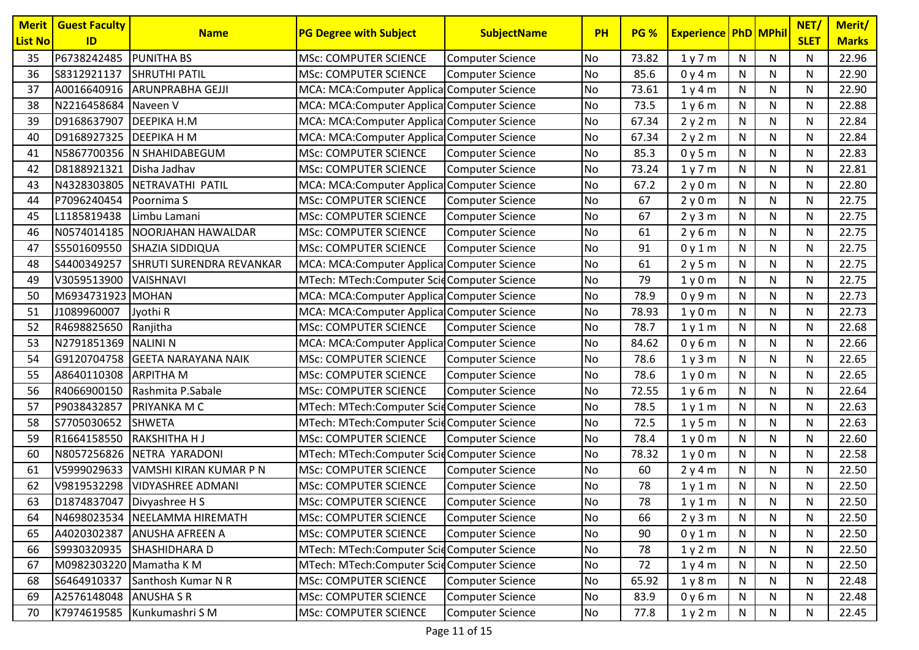| Merit List No | Guest Faculty ID | Name | PG Degree with Subject | SubjectName | PH | PG % | Experience | PhD | MPhil | NET/ SLET | Merit/ Marks |
|---|---|---|---|---|---|---|---|---|---|---|---|
| 35 | P6738242485 | PUNITHA BS | MSc: COMPUTER SCIENCE | Computer Science | No | 73.82 | 1 y 7 m | N | N | N | 22.96 |
| 36 | S8312921137 | SHRUTHI PATIL | MSc: COMPUTER SCIENCE | Computer Science | No | 85.6 | 0 y 4 m | N | N | N | 22.90 |
| 37 | A0016640916 | ARUNPRABHA GEJJI | MCA: MCA:Computer Applica | Computer Science | No | 73.61 | 1 y 4 m | N | N | N | 22.90 |
| 38 | N2216458684 | Naveen V | MCA: MCA:Computer Applica | Computer Science | No | 73.5 | 1 y 6 m | N | N | N | 22.88 |
| 39 | D9168637907 | DEEPIKA H.M | MCA: MCA:Computer Applica | Computer Science | No | 67.34 | 2 y 2 m | N | N | N | 22.84 |
| 40 | D9168927325 | DEEPIKA H M | MCA: MCA:Computer Applica | Computer Science | No | 67.34 | 2 y 2 m | N | N | N | 22.84 |
| 41 | N5867700356 | N SHAHIDABEGUM | MSc: COMPUTER SCIENCE | Computer Science | No | 85.3 | 0 y 5 m | N | N | N | 22.83 |
| 42 | D8188921321 | Disha Jadhav | MSc: COMPUTER SCIENCE | Computer Science | No | 73.24 | 1 y 7 m | N | N | N | 22.81 |
| 43 | N4328303805 | NETRAVATHI PATIL | MCA: MCA:Computer Applica | Computer Science | No | 67.2 | 2 y 0 m | N | N | N | 22.80 |
| 44 | P7096240454 | Poornima S | MSc: COMPUTER SCIENCE | Computer Science | No | 67 | 2 y 0 m | N | N | N | 22.75 |
| 45 | L1185819438 | Limbu Lamani | MSc: COMPUTER SCIENCE | Computer Science | No | 67 | 2 y 3 m | N | N | N | 22.75 |
| 46 | N0574014185 | NOORJAHAN HAWALDAR | MSc: COMPUTER SCIENCE | Computer Science | No | 61 | 2 y 6 m | N | N | N | 22.75 |
| 47 | S5501609550 | SHAZIA SIDDIQUA | MSc: COMPUTER SCIENCE | Computer Science | No | 91 | 0 y 1 m | N | N | N | 22.75 |
| 48 | S4400349257 | SHRUTI SURENDRA REVANKAR | MCA: MCA:Computer Applica | Computer Science | No | 61 | 2 y 5 m | N | N | N | 22.75 |
| 49 | V3059513900 | VAISHNAVI | MTech: MTech:Computer Scie | Computer Science | No | 79 | 1 y 0 m | N | N | N | 22.75 |
| 50 | M6934731923 | MOHAN | MCA: MCA:Computer Applica | Computer Science | No | 78.9 | 0 y 9 m | N | N | N | 22.73 |
| 51 | J1089960007 | Jyothi R | MCA: MCA:Computer Applica | Computer Science | No | 78.93 | 1 y 0 m | N | N | N | 22.73 |
| 52 | R4698825650 | Ranjitha | MSc: COMPUTER SCIENCE | Computer Science | No | 78.7 | 1 y 1 m | N | N | N | 22.68 |
| 53 | N2791851369 | NALINI N | MCA: MCA:Computer Applica | Computer Science | No | 84.62 | 0 y 6 m | N | N | N | 22.66 |
| 54 | G9120704758 | GEETA NARAYANA NAIK | MSc: COMPUTER SCIENCE | Computer Science | No | 78.6 | 1 y 3 m | N | N | N | 22.65 |
| 55 | A8640110308 | ARPITHA M | MSc: COMPUTER SCIENCE | Computer Science | No | 78.6 | 1 y 0 m | N | N | N | 22.65 |
| 56 | R4066900150 | Rashmita P.Sabale | MSc: COMPUTER SCIENCE | Computer Science | No | 72.55 | 1 y 6 m | N | N | N | 22.64 |
| 57 | P9038432857 | PRIYANKA M C | MTech: MTech:Computer Scie | Computer Science | No | 78.5 | 1 y 1 m | N | N | N | 22.63 |
| 58 | S7705030652 | SHWETA | MTech: MTech:Computer Scie | Computer Science | No | 72.5 | 1 y 5 m | N | N | N | 22.63 |
| 59 | R1664158550 | RAKSHITHA H J | MSc: COMPUTER SCIENCE | Computer Science | No | 78.4 | 1 y 0 m | N | N | N | 22.60 |
| 60 | N8057256826 | NETRA YARADONI | MTech: MTech:Computer Scie | Computer Science | No | 78.32 | 1 y 0 m | N | N | N | 22.58 |
| 61 | V5999029633 | VAMSHI KIRAN KUMAR P N | MSc: COMPUTER SCIENCE | Computer Science | No | 60 | 2 y 4 m | N | N | N | 22.50 |
| 62 | V9819532298 | VIDYASHREE ADMANI | MSc: COMPUTER SCIENCE | Computer Science | No | 78 | 1 y 1 m | N | N | N | 22.50 |
| 63 | D1874837047 | Divyashree H S | MSc: COMPUTER SCIENCE | Computer Science | No | 78 | 1 y 1 m | N | N | N | 22.50 |
| 64 | N4698023534 | NEELAMMA HIREMATH | MSc: COMPUTER SCIENCE | Computer Science | No | 66 | 2 y 3 m | N | N | N | 22.50 |
| 65 | A4020302387 | ANUSHA AFREEN A | MSc: COMPUTER SCIENCE | Computer Science | No | 90 | 0 y 1 m | N | N | N | 22.50 |
| 66 | S9930320935 | SHASHIDHARA D | MTech: MTech:Computer Scie | Computer Science | No | 78 | 1 y 2 m | N | N | N | 22.50 |
| 67 | M0982303220 | Mamatha K M | MTech: MTech:Computer Scie | Computer Science | No | 72 | 1 y 4 m | N | N | N | 22.50 |
| 68 | S6464910337 | Santhosh Kumar N R | MSc: COMPUTER SCIENCE | Computer Science | No | 65.92 | 1 y 8 m | N | N | N | 22.48 |
| 69 | A2576148048 | ANUSHA S R | MSc: COMPUTER SCIENCE | Computer Science | No | 83.9 | 0 y 6 m | N | N | N | 22.48 |
| 70 | K7974619585 | Kunkumashri S M | MSc: COMPUTER SCIENCE | Computer Science | No | 77.8 | 1 y 2 m | N | N | N | 22.45 |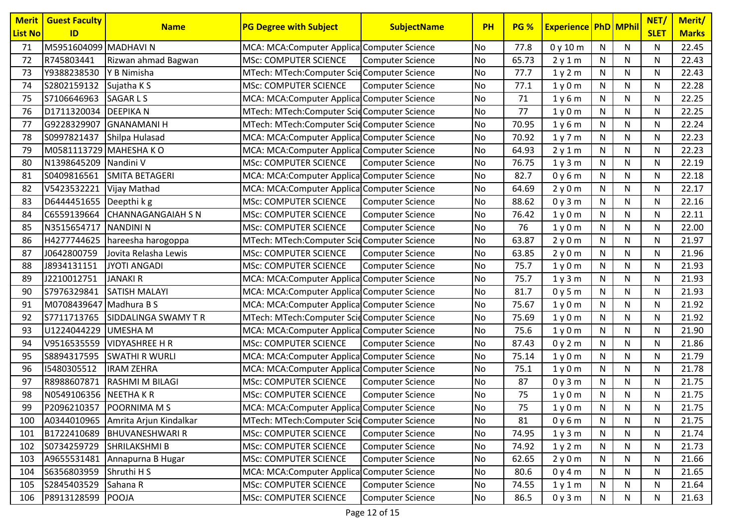| Merit List No | Guest Faculty ID | Name | PG Degree with Subject | SubjectName | PH | PG % | Experience | PhD | MPhil | NET/ SLET | Merit/ Marks |
|---|---|---|---|---|---|---|---|---|---|---|---|
| 71 | M5951604099 | MADHAVI N | MCA: MCA:Computer Applica | Computer Science | No | 77.8 | 0 y 10 m | N | N | N | 22.45 |
| 72 | R745803441 | Rizwan ahmad Bagwan | MSc: COMPUTER SCIENCE | Computer Science | No | 65.73 | 2 y 1 m | N | N | N | 22.43 |
| 73 | Y9388238530 | Y B Nimisha | MTech: MTech:Computer Scie | Computer Science | No | 77.7 | 1 y 2 m | N | N | N | 22.43 |
| 74 | S2802159132 | Sujatha K S | MSc: COMPUTER SCIENCE | Computer Science | No | 77.1 | 1 y 0 m | N | N | N | 22.28 |
| 75 | S7106646963 | SAGAR L S | MCA: MCA:Computer Applica | Computer Science | No | 71 | 1 y 6 m | N | N | N | 22.25 |
| 76 | D1711320034 | DEEPIKA N | MTech: MTech:Computer Scie | Computer Science | No | 77 | 1 y 0 m | N | N | N | 22.25 |
| 77 | G9228329907 | GNANAMANI H | MTech: MTech:Computer Scie | Computer Science | No | 70.95 | 1 y 6 m | N | N | N | 22.24 |
| 78 | S0997821437 | Shilpa Hulasad | MCA: MCA:Computer Applica | Computer Science | No | 70.92 | 1 y 7 m | N | N | N | 22.23 |
| 79 | M0581113729 | MAHESHA K O | MCA: MCA:Computer Applica | Computer Science | No | 64.93 | 2 y 1 m | N | N | N | 22.23 |
| 80 | N1398645209 | Nandini V | MSc: COMPUTER SCIENCE | Computer Science | No | 76.75 | 1 y 3 m | N | N | N | 22.19 |
| 81 | S0409816561 | SMITA BETAGERI | MCA: MCA:Computer Applica | Computer Science | No | 82.7 | 0 y 6 m | N | N | N | 22.18 |
| 82 | V5423532221 | Vijay Mathad | MCA: MCA:Computer Applica | Computer Science | No | 64.69 | 2 y 0 m | N | N | N | 22.17 |
| 83 | D6444451655 | Deepthi k g | MSc: COMPUTER SCIENCE | Computer Science | No | 88.62 | 0 y 3 m | N | N | N | 22.16 |
| 84 | C6559139664 | CHANNAGANGAIAH S N | MSc: COMPUTER SCIENCE | Computer Science | No | 76.42 | 1 y 0 m | N | N | N | 22.11 |
| 85 | N3515654717 | NANDINI N | MSc: COMPUTER SCIENCE | Computer Science | No | 76 | 1 y 0 m | N | N | N | 22.00 |
| 86 | H4277744625 | hareesha harogoppa | MTech: MTech:Computer Scie | Computer Science | No | 63.87 | 2 y 0 m | N | N | N | 21.97 |
| 87 | J0642800759 | Jovita Relasha Lewis | MSc: COMPUTER SCIENCE | Computer Science | No | 63.85 | 2 y 0 m | N | N | N | 21.96 |
| 88 | J8934131151 | JYOTI ANGADI | MSc: COMPUTER SCIENCE | Computer Science | No | 75.7 | 1 y 0 m | N | N | N | 21.93 |
| 89 | J2210012751 | JANAKI R | MCA: MCA:Computer Applica | Computer Science | No | 75.7 | 1 y 3 m | N | N | N | 21.93 |
| 90 | S7976329841 | SATISH MALAYI | MCA: MCA:Computer Applica | Computer Science | No | 81.7 | 0 y 5 m | N | N | N | 21.93 |
| 91 | M0708439647 | Madhura B S | MCA: MCA:Computer Applica | Computer Science | No | 75.67 | 1 y 0 m | N | N | N | 21.92 |
| 92 | S7711713765 | SIDDALINGA SWAMY T R | MTech: MTech:Computer Scie | Computer Science | No | 75.69 | 1 y 0 m | N | N | N | 21.92 |
| 93 | U1224044229 | UMESHA M | MCA: MCA:Computer Applica | Computer Science | No | 75.6 | 1 y 0 m | N | N | N | 21.90 |
| 94 | V9516535559 | VIDYASHREE H R | MSc: COMPUTER SCIENCE | Computer Science | No | 87.43 | 0 y 2 m | N | N | N | 21.86 |
| 95 | S8894317595 | SWATHI R WURLI | MCA: MCA:Computer Applica | Computer Science | No | 75.14 | 1 y 0 m | N | N | N | 21.79 |
| 96 | I5480305512 | IRAM ZEHRA | MCA: MCA:Computer Applica | Computer Science | No | 75.1 | 1 y 0 m | N | N | N | 21.78 |
| 97 | R8988607871 | RASHMI M BILAGI | MSc: COMPUTER SCIENCE | Computer Science | No | 87 | 0 y 3 m | N | N | N | 21.75 |
| 98 | N0549106356 | NEETHA K R | MSc: COMPUTER SCIENCE | Computer Science | No | 75 | 1 y 0 m | N | N | N | 21.75 |
| 99 | P2096210357 | POORNIMA M S | MCA: MCA:Computer Applica | Computer Science | No | 75 | 1 y 0 m | N | N | N | 21.75 |
| 100 | A0344010965 | Amrita Arjun Kindalkar | MTech: MTech:Computer Scie | Computer Science | No | 81 | 0 y 6 m | N | N | N | 21.75 |
| 101 | B1722410689 | BHUVANESHWARI R | MSc: COMPUTER SCIENCE | Computer Science | No | 74.95 | 1 y 3 m | N | N | N | 21.74 |
| 102 | S0734259729 | SHRILAKSHMI B | MSc: COMPUTER SCIENCE | Computer Science | No | 74.92 | 1 y 2 m | N | N | N | 21.73 |
| 103 | A9655531481 | Annapurna B Hugar | MSc: COMPUTER SCIENCE | Computer Science | No | 62.65 | 2 y 0 m | N | N | N | 21.66 |
| 104 | S6356803959 | Shruthi H S | MCA: MCA:Computer Applica | Computer Science | No | 80.6 | 0 y 4 m | N | N | N | 21.65 |
| 105 | S2845403529 | Sahana R | MSc: COMPUTER SCIENCE | Computer Science | No | 74.55 | 1 y 1 m | N | N | N | 21.64 |
| 106 | P8913128599 | POOJA | MSc: COMPUTER SCIENCE | Computer Science | No | 86.5 | 0 y 3 m | N | N | N | 21.63 |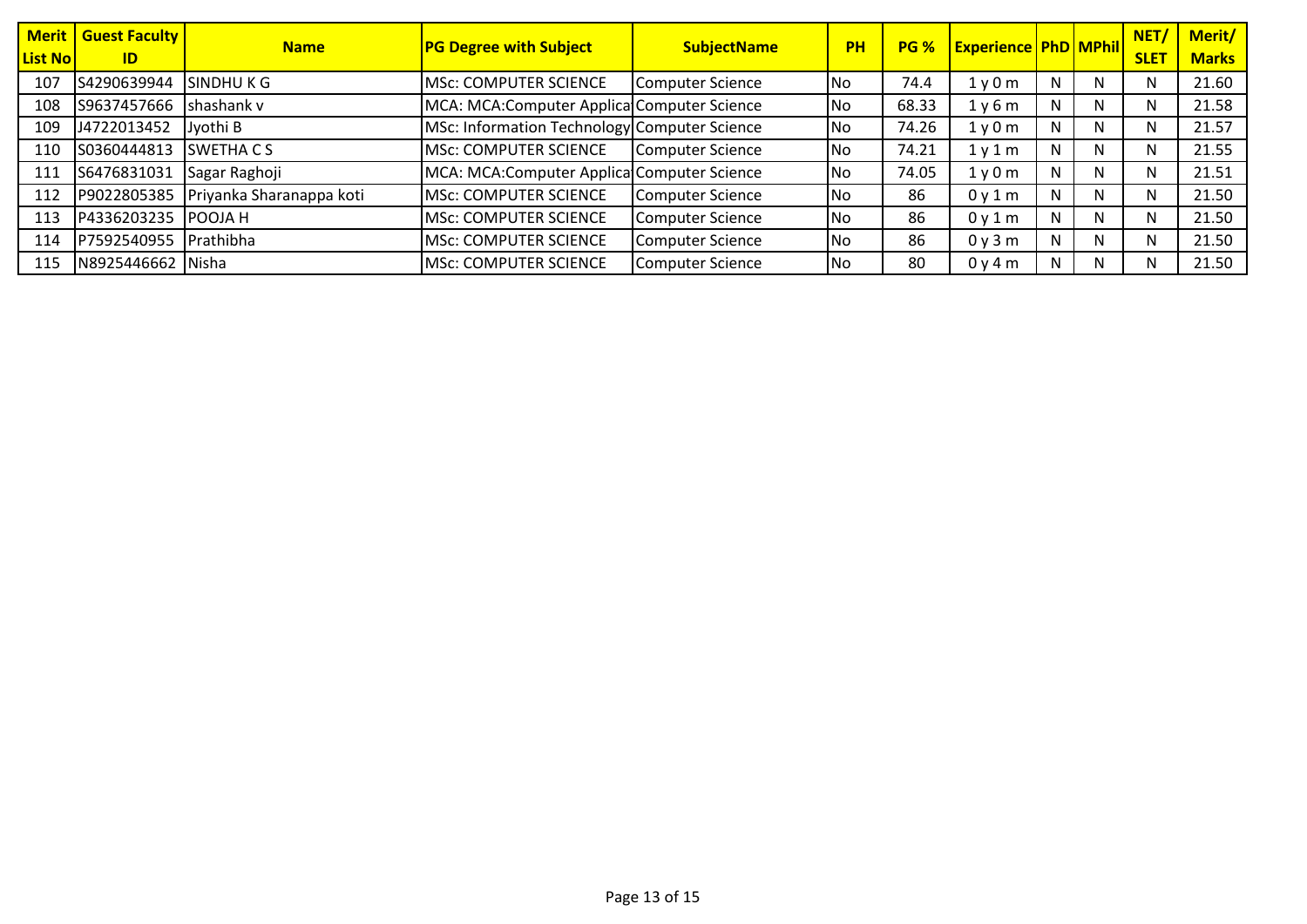| Merit List No | Guest Faculty ID | Name | PG Degree with Subject | SubjectName | PH | PG % | Experience | PhD | MPhil | NET/ SLET | Merit/ Marks |
|---|---|---|---|---|---|---|---|---|---|---|---|
| 107 | S4290639944 | SINDHU K G | MSc: COMPUTER SCIENCE | Computer Science | No | 74.4 | 1 y 0 m | N | N | N | 21.60 |
| 108 | S9637457666 | shashank v | MCA: MCA:Computer Applica | Computer Science | No | 68.33 | 1 y 6 m | N | N | N | 21.58 |
| 109 | J4722013452 | Jyothi B | MSc: Information Technology | Computer Science | No | 74.26 | 1 y 0 m | N | N | N | 21.57 |
| 110 | S0360444813 | SWETHA C S | MSc: COMPUTER SCIENCE | Computer Science | No | 74.21 | 1 y 1 m | N | N | N | 21.55 |
| 111 | S6476831031 | Sagar Raghoji | MCA: MCA:Computer Applica | Computer Science | No | 74.05 | 1 y 0 m | N | N | N | 21.51 |
| 112 | P9022805385 | Priyanka Sharanappa koti | MSc: COMPUTER SCIENCE | Computer Science | No | 86 | 0 y 1 m | N | N | N | 21.50 |
| 113 | P4336203235 | POOJA H | MSc: COMPUTER SCIENCE | Computer Science | No | 86 | 0 y 1 m | N | N | N | 21.50 |
| 114 | P7592540955 | Prathibha | MSc: COMPUTER SCIENCE | Computer Science | No | 86 | 0 y 3 m | N | N | N | 21.50 |
| 115 | N8925446662 | Nisha | MSc: COMPUTER SCIENCE | Computer Science | No | 80 | 0 y 4 m | N | N | N | 21.50 |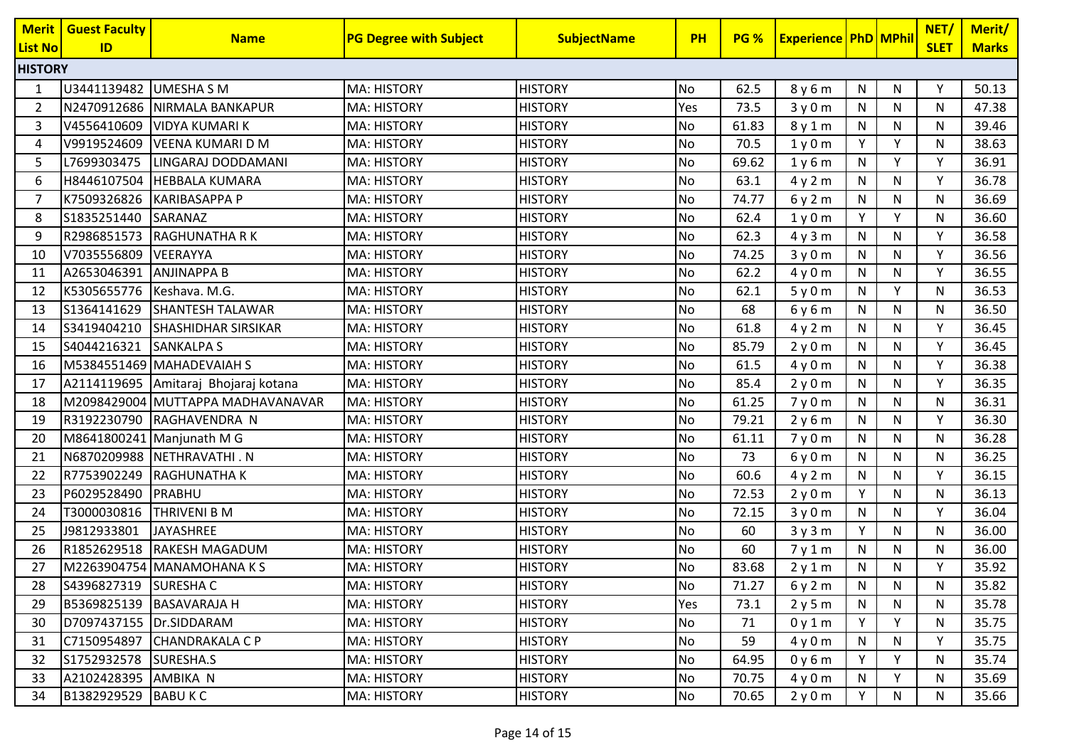| Merit List No | Guest Faculty ID | Name | PG Degree with Subject | SubjectName | PH | PG % | Experience | PhD | MPhil | NET/ SLET | Merit/ Marks |
|---|---|---|---|---|---|---|---|---|---|---|---|
| **HISTORY** | | | | | | | | | | | |
| 1 | U3441139482 | UMESHA S M | MA: HISTORY | HISTORY | No | 62.5 | 8 y 6 m | N | N | Y | 50.13 |
| 2 | N2470912686 | NIRMALA BANKAPUR | MA: HISTORY | HISTORY | Yes | 73.5 | 3 y 0 m | N | N | N | 47.38 |
| 3 | V4556410609 | VIDYA KUMARI K | MA: HISTORY | HISTORY | No | 61.83 | 8 y 1 m | N | N | N | 39.46 |
| 4 | V9919524609 | VEENA KUMARI D M | MA: HISTORY | HISTORY | No | 70.5 | 1 y 0 m | Y | Y | N | 38.63 |
| 5 | L7699303475 | LINGARAJ DODDAMANI | MA: HISTORY | HISTORY | No | 69.62 | 1 y 6 m | N | Y | Y | 36.91 |
| 6 | H8446107504 | HEBBALA KUMARA | MA: HISTORY | HISTORY | No | 63.1 | 4 y 2 m | N | N | Y | 36.78 |
| 7 | K7509326826 | KARIBASAPPA P | MA: HISTORY | HISTORY | No | 74.77 | 6 y 2 m | N | N | N | 36.69 |
| 8 | S1835251440 | SARANAZ | MA: HISTORY | HISTORY | No | 62.4 | 1 y 0 m | Y | Y | N | 36.60 |
| 9 | R2986851573 | RAGHUNATHA R K | MA: HISTORY | HISTORY | No | 62.3 | 4 y 3 m | N | N | Y | 36.58 |
| 10 | V7035556809 | VEERAYYA | MA: HISTORY | HISTORY | No | 74.25 | 3 y 0 m | N | N | Y | 36.56 |
| 11 | A2653046391 | ANJINAPPA B | MA: HISTORY | HISTORY | No | 62.2 | 4 y 0 m | N | N | Y | 36.55 |
| 12 | K5305655776 | Keshava. M.G. | MA: HISTORY | HISTORY | No | 62.1 | 5 y 0 m | N | Y | N | 36.53 |
| 13 | S1364141629 | SHANTESH TALAWAR | MA: HISTORY | HISTORY | No | 68 | 6 y 6 m | N | N | N | 36.50 |
| 14 | S3419404210 | SHASHIDHAR SIRSIKAR | MA: HISTORY | HISTORY | No | 61.8 | 4 y 2 m | N | N | Y | 36.45 |
| 15 | S4044216321 | SANKALPA S | MA: HISTORY | HISTORY | No | 85.79 | 2 y 0 m | N | N | Y | 36.45 |
| 16 | M5384551469 | MAHADEVAIAH S | MA: HISTORY | HISTORY | No | 61.5 | 4 y 0 m | N | N | Y | 36.38 |
| 17 | A2114119695 | Amitaraj Bhojaraj kotana | MA: HISTORY | HISTORY | No | 85.4 | 2 y 0 m | N | N | Y | 36.35 |
| 18 | M2098429004 | MUTTAPPA MADHAVANAVAR | MA: HISTORY | HISTORY | No | 61.25 | 7 y 0 m | N | N | N | 36.31 |
| 19 | R3192230790 | RAGHAVENDRA N | MA: HISTORY | HISTORY | No | 79.21 | 2 y 6 m | N | N | Y | 36.30 |
| 20 | M8641800241 | Manjunath M G | MA: HISTORY | HISTORY | No | 61.11 | 7 y 0 m | N | N | N | 36.28 |
| 21 | N6870209988 | NETHRAVATHI . N | MA: HISTORY | HISTORY | No | 73 | 6 y 0 m | N | N | N | 36.25 |
| 22 | R7753902249 | RAGHUNATHA K | MA: HISTORY | HISTORY | No | 60.6 | 4 y 2 m | N | N | Y | 36.15 |
| 23 | P6029528490 | PRABHU | MA: HISTORY | HISTORY | No | 72.53 | 2 y 0 m | Y | N | N | 36.13 |
| 24 | T3000030816 | THRIVENI B M | MA: HISTORY | HISTORY | No | 72.15 | 3 y 0 m | N | N | Y | 36.04 |
| 25 | J9812933801 | JAYASHREE | MA: HISTORY | HISTORY | No | 60 | 3 y 3 m | Y | N | N | 36.00 |
| 26 | R1852629518 | RAKESH MAGADUM | MA: HISTORY | HISTORY | No | 60 | 7 y 1 m | N | N | N | 36.00 |
| 27 | M2263904754 | MANAMOHANA K S | MA: HISTORY | HISTORY | No | 83.68 | 2 y 1 m | N | N | Y | 35.92 |
| 28 | S4396827319 | SURESHA C | MA: HISTORY | HISTORY | No | 71.27 | 6 y 2 m | N | N | N | 35.82 |
| 29 | B5369825139 | BASAVARAJA H | MA: HISTORY | HISTORY | Yes | 73.1 | 2 y 5 m | N | N | N | 35.78 |
| 30 | D7097437155 | Dr.SIDDARAM | MA: HISTORY | HISTORY | No | 71 | 0 y 1 m | Y | Y | N | 35.75 |
| 31 | C7150954897 | CHANDRAKALA C P | MA: HISTORY | HISTORY | No | 59 | 4 y 0 m | N | N | Y | 35.75 |
| 32 | S1752932578 | SURESHA.S | MA: HISTORY | HISTORY | No | 64.95 | 0 y 6 m | Y | Y | N | 35.74 |
| 33 | A2102428395 | AMBIKA N | MA: HISTORY | HISTORY | No | 70.75 | 4 y 0 m | N | Y | N | 35.69 |
| 34 | B1382929529 | BABU K C | MA: HISTORY | HISTORY | No | 70.65 | 2 y 0 m | Y | N | N | 35.66 |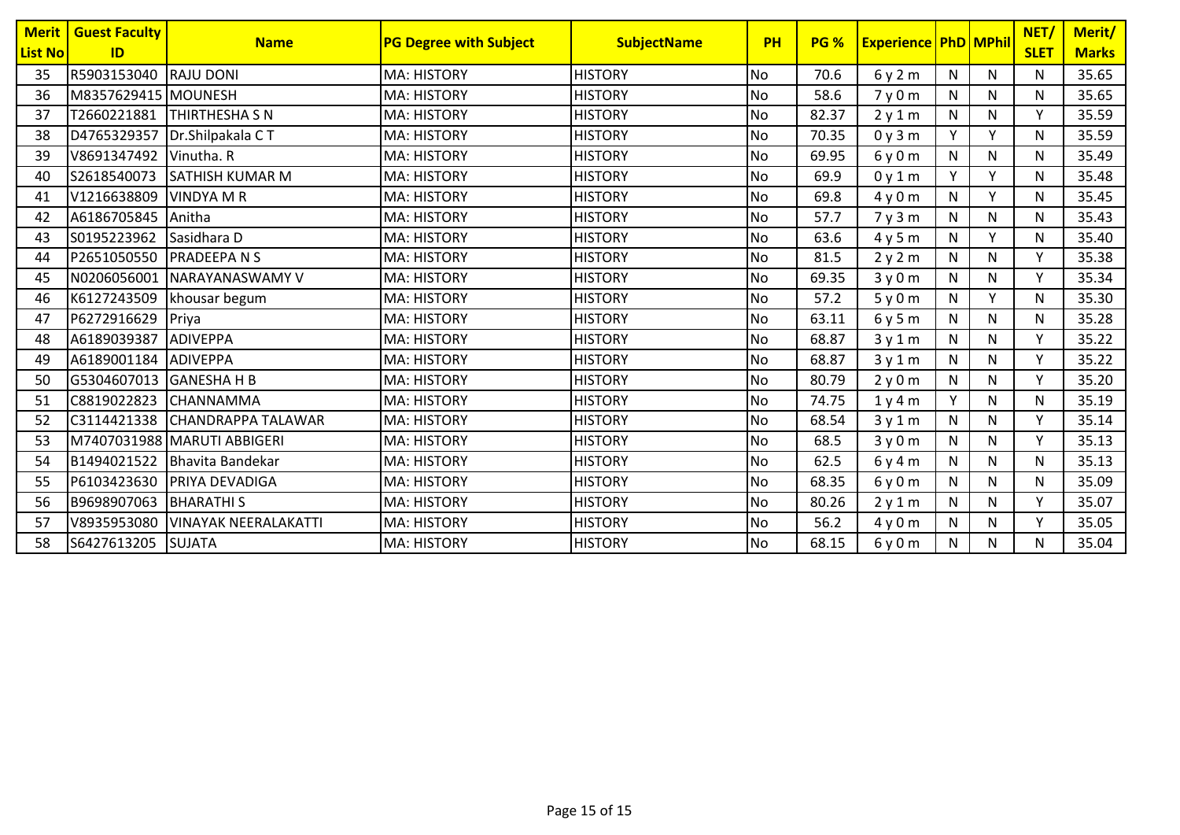| Merit List No | Guest Faculty ID | Name | PG Degree with Subject | SubjectName | PH | PG % | Experience | PhD | MPhil | NET/ SLET | Merit/ Marks |
|---|---|---|---|---|---|---|---|---|---|---|---|
| 35 | R5903153040 | RAJU DONI | MA: HISTORY | HISTORY | No | 70.6 | 6 y 2 m | N | N | N | 35.65 |
| 36 | M8357629415 | MOUNESH | MA: HISTORY | HISTORY | No | 58.6 | 7 y 0 m | N | N | N | 35.65 |
| 37 | T2660221881 | THIRTHESHA S N | MA: HISTORY | HISTORY | No | 82.37 | 2 y 1 m | N | N | Y | 35.59 |
| 38 | D4765329357 | Dr.Shilpakala C T | MA: HISTORY | HISTORY | No | 70.35 | 0 y 3 m | Y | Y | N | 35.59 |
| 39 | V8691347492 | Vinutha. R | MA: HISTORY | HISTORY | No | 69.95 | 6 y 0 m | N | N | N | 35.49 |
| 40 | S2618540073 | SATHISH KUMAR M | MA: HISTORY | HISTORY | No | 69.9 | 0 y 1 m | Y | Y | N | 35.48 |
| 41 | V1216638809 | VINDYA M R | MA: HISTORY | HISTORY | No | 69.8 | 4 y 0 m | N | Y | N | 35.45 |
| 42 | A6186705845 | Anitha | MA: HISTORY | HISTORY | No | 57.7 | 7 y 3 m | N | N | N | 35.43 |
| 43 | S0195223962 | Sasidhara D | MA: HISTORY | HISTORY | No | 63.6 | 4 y 5 m | N | Y | N | 35.40 |
| 44 | P2651050550 | PRADEEPA N S | MA: HISTORY | HISTORY | No | 81.5 | 2 y 2 m | N | N | Y | 35.38 |
| 45 | N0206056001 | NARAYANASWAMY V | MA: HISTORY | HISTORY | No | 69.35 | 3 y 0 m | N | N | Y | 35.34 |
| 46 | K6127243509 | khousar begum | MA: HISTORY | HISTORY | No | 57.2 | 5 y 0 m | N | Y | N | 35.30 |
| 47 | P6272916629 | Priya | MA: HISTORY | HISTORY | No | 63.11 | 6 y 5 m | N | N | N | 35.28 |
| 48 | A6189039387 | ADIVEPPA | MA: HISTORY | HISTORY | No | 68.87 | 3 y 1 m | N | N | Y | 35.22 |
| 49 | A6189001184 | ADIVEPPA | MA: HISTORY | HISTORY | No | 68.87 | 3 y 1 m | N | N | Y | 35.22 |
| 50 | G5304607013 | GANESHA H B | MA: HISTORY | HISTORY | No | 80.79 | 2 y 0 m | N | N | Y | 35.20 |
| 51 | C8819022823 | CHANNAMMA | MA: HISTORY | HISTORY | No | 74.75 | 1 y 4 m | Y | N | N | 35.19 |
| 52 | C3114421338 | CHANDRAPPA TALAWAR | MA: HISTORY | HISTORY | No | 68.54 | 3 y 1 m | N | N | Y | 35.14 |
| 53 | M7407031988 | MARUTI ABBIGERI | MA: HISTORY | HISTORY | No | 68.5 | 3 y 0 m | N | N | Y | 35.13 |
| 54 | B1494021522 | Bhavita Bandekar | MA: HISTORY | HISTORY | No | 62.5 | 6 y 4 m | N | N | N | 35.13 |
| 55 | P6103423630 | PRIYA DEVADIGA | MA: HISTORY | HISTORY | No | 68.35 | 6 y 0 m | N | N | N | 35.09 |
| 56 | B9698907063 | BHARATHI S | MA: HISTORY | HISTORY | No | 80.26 | 2 y 1 m | N | N | Y | 35.07 |
| 57 | V8935953080 | VINAYAK NEERALAKATTI | MA: HISTORY | HISTORY | No | 56.2 | 4 y 0 m | N | N | Y | 35.05 |
| 58 | S6427613205 | SUJATA | MA: HISTORY | HISTORY | No | 68.15 | 6 y 0 m | N | N | N | 35.04 |